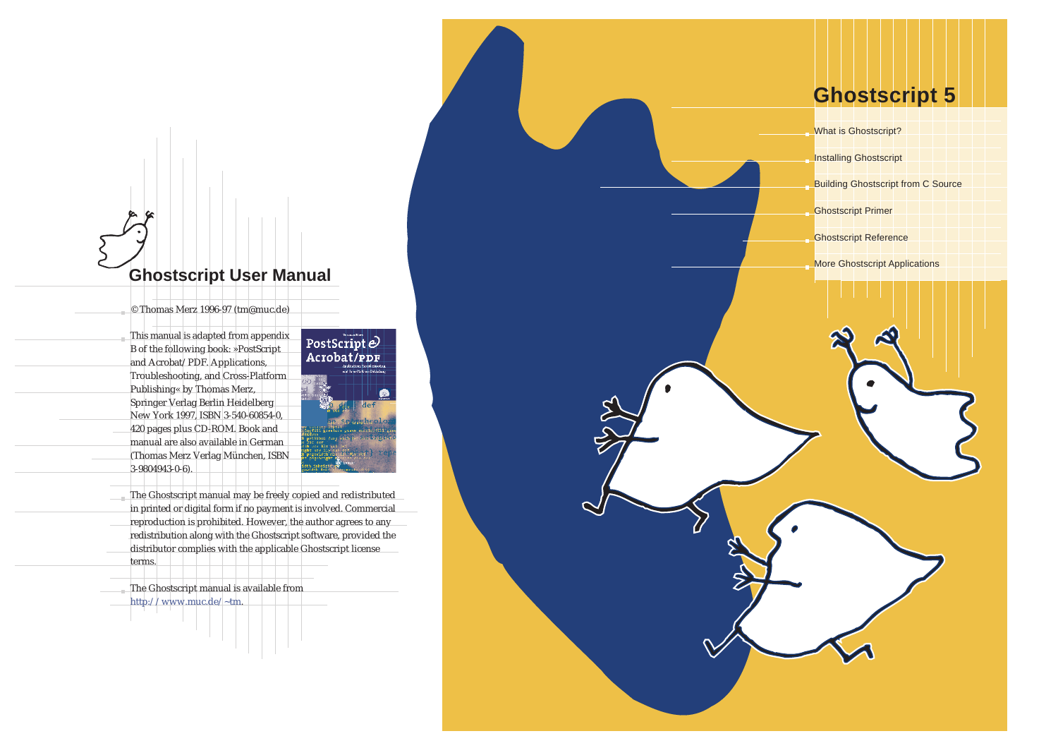# Ghostscript User Manual

© Thomas Merz 1996-97 (tm@muc.de)

This manual is adapted from appendix B of the following book: »PostScript and Acrobat/ PDF. Applications, Troubleshooting, and Cross-Platform Publishing« by Thomas Merz, Springer Verlag Berlin Heidelberg New York 1997, ISBN 3-540-60854-0, 420 pages plus CD-ROM. Book and manual are also available in German (Thomas Merz Verlag München, ISBN 3-9804943-0-6).

The Ghostscript manual may be freely copied and redistributed in printed or digital form if no payment is involved. Commercial reproduction is prohibited. However, the author agrees to any redistribution along with the Ghostscript software, provided the distributor complies with the applicable Ghostscript license terms.

The Ghostscript manual is available from http:/ / www.muc.de/ ~tm.

# Ghostscript 5

- What is Ghostscript?
- Installing Ghostscript
- Building Ghostscript from C Source
- Ghostscript Primer
- Ghostscript Reference
- More Ghostscript Applications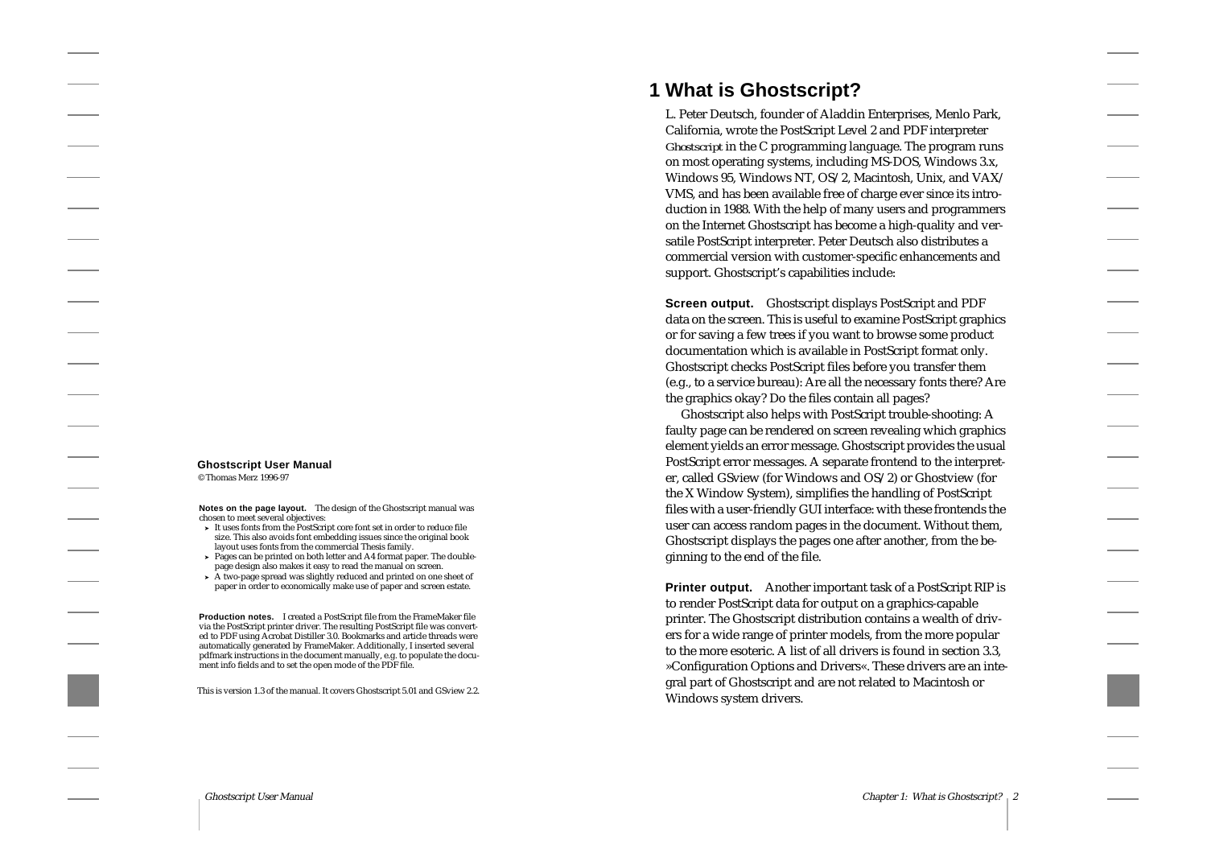**Ghostscript User Manual**

© Thomas Merz 1996-97

**Notes on the page layout.** The design of the Ghostscript manual was chosen to meet several objectives:

- It uses fonts from the PostScript core font set in order to reduce file size. This also avoids font embedding issues since the original book layout uses fonts from the commercial Thesis family.
- Pages can be printed on both letter and A4 format paper. The double-page design also makes it easy to read the manual on screen.
- A two-page spread was slightly reduced and printed on one sheet of paper in order to economically make use of paper and screen estate.

**Production notes.** I created a PostScript file from the FrameMaker file via the PostScript printer driver. The resulting PostScript file was converted to PDF using Acrobat Distiller 3.0. Bookmarks and article threads were automatically generated by FrameMaker. Additionally, I inserted several pdfmark instructions in the document manually, e.g. to populate the document info fields and to set the open mode of the PDF file.

This is version 1.3 of the manual. It covers Ghostscript 5.01 and GSview 2.2.

# 1 What is Ghostscript?

L. Peter Deutsch, founder of Aladdin Enterprises, Menlo Park, California, wrote the PostScript Level 2 and PDF interpreter Ghostscript in the C programming language. The program runs on most operating systems, including MS-DOS, Windows 3.x, Windows 95, Windows NT, OS/2, Macintosh, Unix, and VAX/VMS, and has been available free of charge ever since its introduction in 1988. With the help of many users and programmers on the Internet Ghostscript has become a high-quality and versatile PostScript interpreter. Peter Deutsch also distributes a commercial version with customer-specific enhancements and support. Ghostscript's capabilities include:

**Screen output.** Ghostscript displays PostScript and PDF data on the screen. This is useful to examine PostScript graphics or for saving a few trees if you want to browse some product documentation which is available in PostScript format only. Ghostscript checks PostScript files before you transfer them (e.g., to a service bureau): Are all the necessary fonts there? Are the graphics okay? Do the files contain all pages?

Ghostscript also helps with PostScript trouble-shooting: A faulty page can be rendered on screen revealing which graphics element yields an error message. Ghostscript provides the usual PostScript error messages. A separate frontend to the interpreter, called GSview (for Windows and OS/2) or Ghostview (for the X Window System), simplifies the handling of PostScript files with a user-friendly GUI interface: with these frontends the user can access random pages in the document. Without them, Ghostscript displays the pages one after another, from the beginning to the end of the file.

**Printer output.** Another important task of a PostScript RIP is to render PostScript data for output on a graphics-capable printer. The Ghostscript distribution contains a wealth of drivers for a wide range of printer models, from the more popular to the more esoteric. A list of all drivers is found in section 3.3, »Configuration Options and Drivers«. These drivers are an integral part of Ghostscript and are not related to Macintosh or Windows system drivers.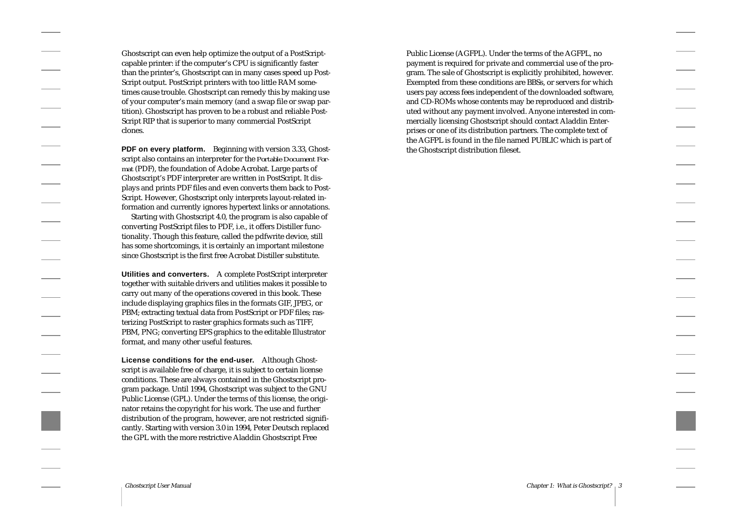Ghostscript can even help optimize the output of a PostScript-capable printer: if the computer's CPU is significantly faster than the printer's, Ghostscript can in many cases speed up PostScript output. PostScript printers with too little RAM sometimes cause trouble. Ghostscript can remedy this by making use of your computer's main memory (and a swap file or swap partition). Ghostscript has proven to be a robust and reliable PostScript RIP that is superior to many commercial PostScript clones.

**PDF on every platform.** Beginning with version 3.33, Ghostscript also contains an interpreter for the Portable Document Format (PDF), the foundation of Adobe Acrobat. Large parts of Ghostscript's PDF interpreter are written in PostScript. It displays and prints PDF files and even converts them back to PostScript. However, Ghostscript only interprets layout-related information and currently ignores hypertext links or annotations.

Starting with Ghostscript 4.0, the program is also capable of converting PostScript files to PDF, i.e., it offers Distiller functionality. Though this feature, called the pdfwrite device, still has some shortcomings, it is certainly an important milestone since Ghostscript is the first free Acrobat Distiller substitute.

**Utilities and converters.** A complete PostScript interpreter together with suitable drivers and utilities makes it possible to carry out many of the operations covered in this book. These include displaying graphics files in the formats GIF, JPEG, or PBM; extracting textual data from PostScript or PDF files; rasterizing PostScript to raster graphics formats such as TIFF, PBM, PNG; converting EPS graphics to the editable Illustrator format, and many other useful features.

**License conditions for the end-user.** Although Ghostscript is available free of charge, it is subject to certain license conditions. These are always contained in the Ghostscript program package. Until 1994, Ghostscript was subject to the GNU Public License (GPL). Under the terms of this license, the originator retains the copyright for his work. The use and further distribution of the program, however, are not restricted significantly. Starting with version 3.0 in 1994, Peter Deutsch replaced the GPL with the more restrictive Aladdin Ghostscript Free Public License (AGFPL). Under the terms of the AGFPL, no payment is required for private and commercial use of the program. The sale of Ghostscript is explicitly prohibited, however. Exempted from these conditions are BBSs, or servers for which users pay access fees independent of the downloaded software, and CD-ROMs whose contents may be reproduced and distributed without any payment involved. Anyone interested in commercially licensing Ghostscript should contact Aladdin Enterprises or one of its distribution partners. The complete text of the AGFPL is found in the file named PUBLIC which is part of the Ghostscript distribution fileset.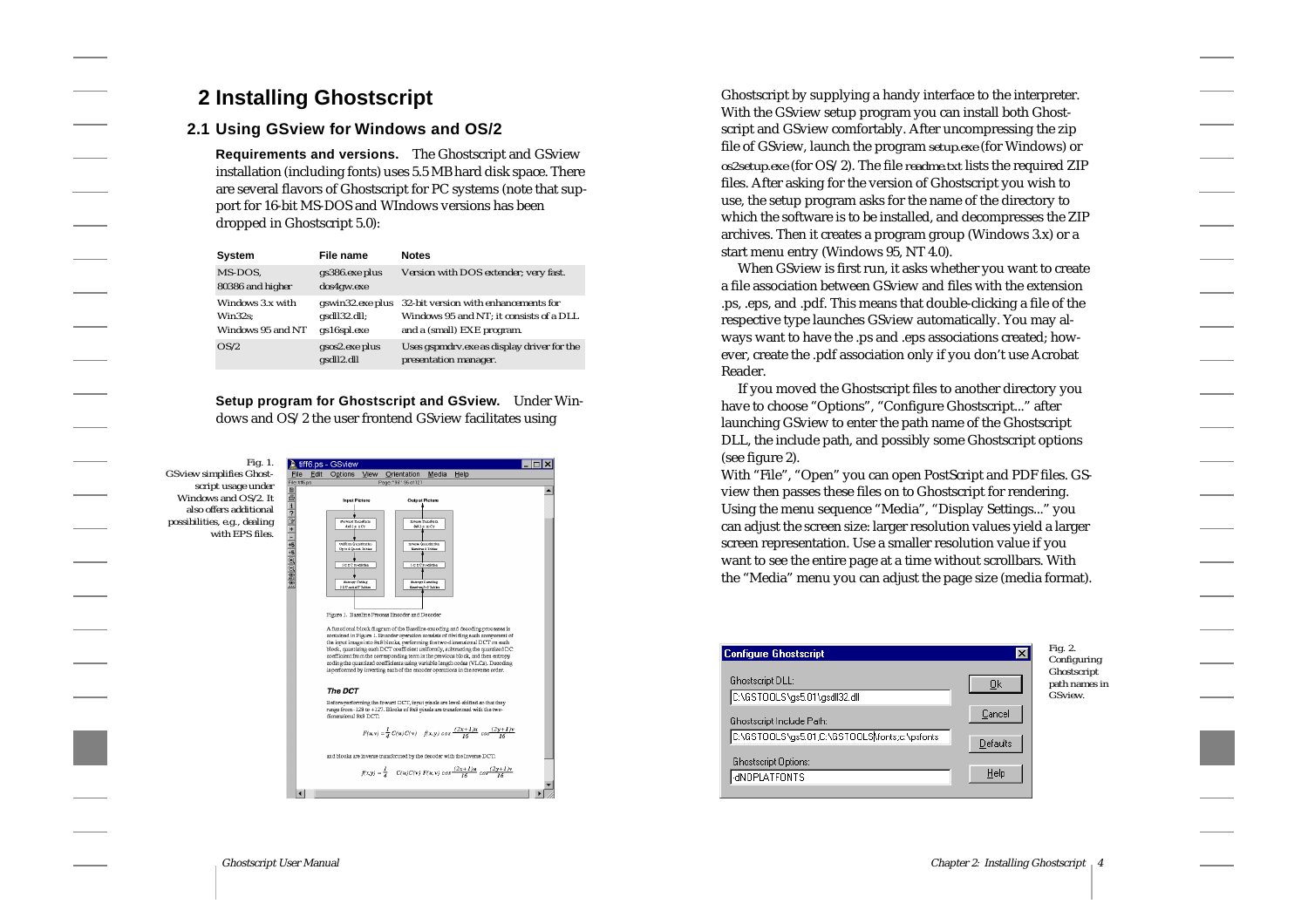# 2 Installing Ghostscript

## 2.1 Using GSview for Windows and OS/2

**Requirements and versions.** The Ghostscript and GSview installation (including fonts) uses 5.5 MB hard disk space. There are several flavors of Ghostscript for PC systems (note that support for 16-bit MS-DOS and WIndows versions has been dropped in Ghostscript 5.0):

| System | File name | Notes |
|---|---|---|
| MS-DOS, 80386 and higher | gs386.exe plus dos4gw.exe | Version with DOS extender; very fast. |
| Windows 3.x with Win32s; Windows 95 and NT | gswin32.exe plus gsdll32.dll; gs16spl.exe | 32-bit version with enhancements for Windows 95 and NT; it consists of a DLL and a (small) EXE program. |
| OS/2 | gsos2.exe plus gsdll2.dll | Uses gspmdrv.exe as display driver for the presentation manager. |

**Setup program for Ghostscript and GSview.** Under Windows and OS/2 the user frontend GSview facilitates using Ghostscript by supplying a handy interface to the interpreter. With the GSview setup program you can install both Ghostscript and GSview comfortably. After uncompressing the zip file of GSview, launch the program setup.exe (for Windows) or os2setup.exe (for OS/2). The file readme.txt lists the required ZIP files. After asking for the version of Ghostscript you wish to use, the setup program asks for the name of the directory to which the software is to be installed, and decompresses the ZIP archives. Then it creates a program group (Windows 3.x) or a start menu entry (Windows 95, NT 4.0).

Fig. 1. GSview simplifies Ghostscript usage under Windows and OS/2. It also offers additional possibilities, e.g., dealing with EPS files.

When GSview is first run, it asks whether you want to create a file association between GSview and files with the extension .ps, .eps, and .pdf. This means that double-clicking a file of the respective type launches GSview automatically. You may always want to have the .ps and .eps associations created; however, create the .pdf association only if you don't use Acrobat Reader.

If you moved the Ghostscript files to another directory you have to choose "Options", "Configure Ghostscript..." after launching GSview to enter the path name of the Ghostscript DLL, the include path, and possibly some Ghostscript options (see figure 2).

With "File", "Open" you can open PostScript and PDF files. GSview then passes these files on to Ghostscript for rendering. Using the menu sequence "Media", "Display Settings..." you can adjust the screen size: larger resolution values yield a larger screen representation. Use a smaller resolution value if you want to see the entire page at a time without scrollbars. With the "Media" menu you can adjust the page size (media format).

Fig. 2. Configuring Ghostscript path names in GSview.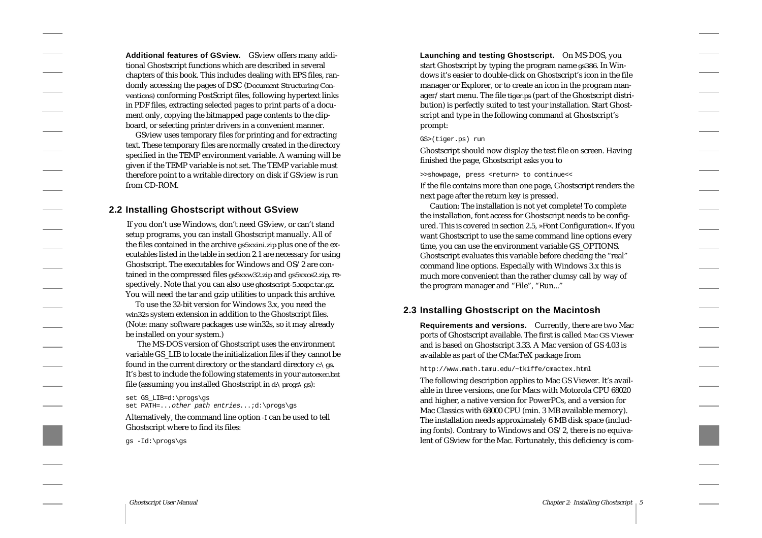**Additional features of GSview.** GSview offers many additional Ghostscript functions which are described in several chapters of this book. This includes dealing with EPS files, randomly accessing the pages of DSC (Document Structuring Conventions) conforming PostScript files, following hypertext links in PDF files, extracting selected pages to print parts of a document only, copying the bitmapped page contents to the clipboard, or selecting printer drivers in a convenient manner.

GSview uses temporary files for printing and for extracting text. These temporary files are normally created in the directory specified in the TEMP environment variable. A warning will be given if the TEMP variable is not set. The TEMP variable must therefore point to a writable directory on disk if GSview is run from CD-ROM.

## 2.2 Installing Ghostscript without GSview

If you don't use Windows, don't need GSview, or can't stand setup programs, you can install Ghostscript manually. All of the files contained in the archive gs5xxini.zip plus one of the executables listed in the table in section 2.1 are necessary for using Ghostscript. The executables for Windows and OS/2 are contained in the compressed files gs5xxw32.zip and gs5xxos2.zip, respectively. Note that you can also use ghostscript-5.xxpc.tar.gz. You will need the tar and gzip utilities to unpack this archive.

To use the 32-bit version for Windows 3.x, you need the win32s system extension in addition to the Ghostscript files. (Note: many software packages use win32s, so it may already be installed on your system.)

The MS-DOS version of Ghostscript uses the environment variable GS_LIB to locate the initialization files if they cannot be found in the current directory or the standard directory c:\gs. It's best to include the following statements in your autoexec.bat file (assuming you installed Ghostscript in d:\progs\gs):

```
set GS_LIB=d:\progs\gs
set PATH=...other path entries...;d:\progs\gs
```

Alternatively, the command line option -I can be used to tell Ghostscript where to find its files:

```
gs -Id:\progs\gs
```

**Launching and testing Ghostscript.** On MS-DOS, you start Ghostscript by typing the program name gs386. In Windows it's easier to double-click on Ghostscript's icon in the file manager or Explorer, or to create an icon in the program manager/start menu. The file tiger.ps (part of the Ghostscript distribution) is perfectly suited to test your installation. Start Ghostscript and type in the following command at Ghostscript's prompt:

```
GS>(tiger.ps) run
```

Ghostscript should now display the test file on screen. Having finished the page, Ghostscript asks you to

```
>>showpage, press <return> to continue<<
```

If the file contains more than one page, Ghostscript renders the next page after the return key is pressed.

Caution: The installation is not yet complete! To complete the installation, font access for Ghostscript needs to be configured. This is covered in section 2.5, »Font Configuration«. If you want Ghostscript to use the same command line options every time, you can use the environment variable GS_OPTIONS. Ghostscript evaluates this variable before checking the "real" command line options. Especially with Windows 3.x this is much more convenient than the rather clumsy call by way of the program manager and "File", "Run..."

## 2.3 Installing Ghostscript on the Macintosh

**Requirements and versions.** Currently, there are two Mac ports of Ghostscript available. The first is called *Mac GS Viewer* and is based on Ghostscript 3.33. A Mac version of GS 4.03 is available as part of the CMacTeX package from

```
http://www.math.tamu.edu/~tkiffe/cmactex.html
```

The following description applies to Mac GS Viewer. It's available in three versions, one for Macs with Motorola CPU 68020 and higher, a native version for PowerPCs, and a version for Mac Classics with 68000 CPU (min. 3 MB available memory). The installation needs approximately 6 MB disk space (including fonts). Contrary to Windows and OS/2, there is no equivalent of GSview for the Mac. Fortunately, this deficiency is com-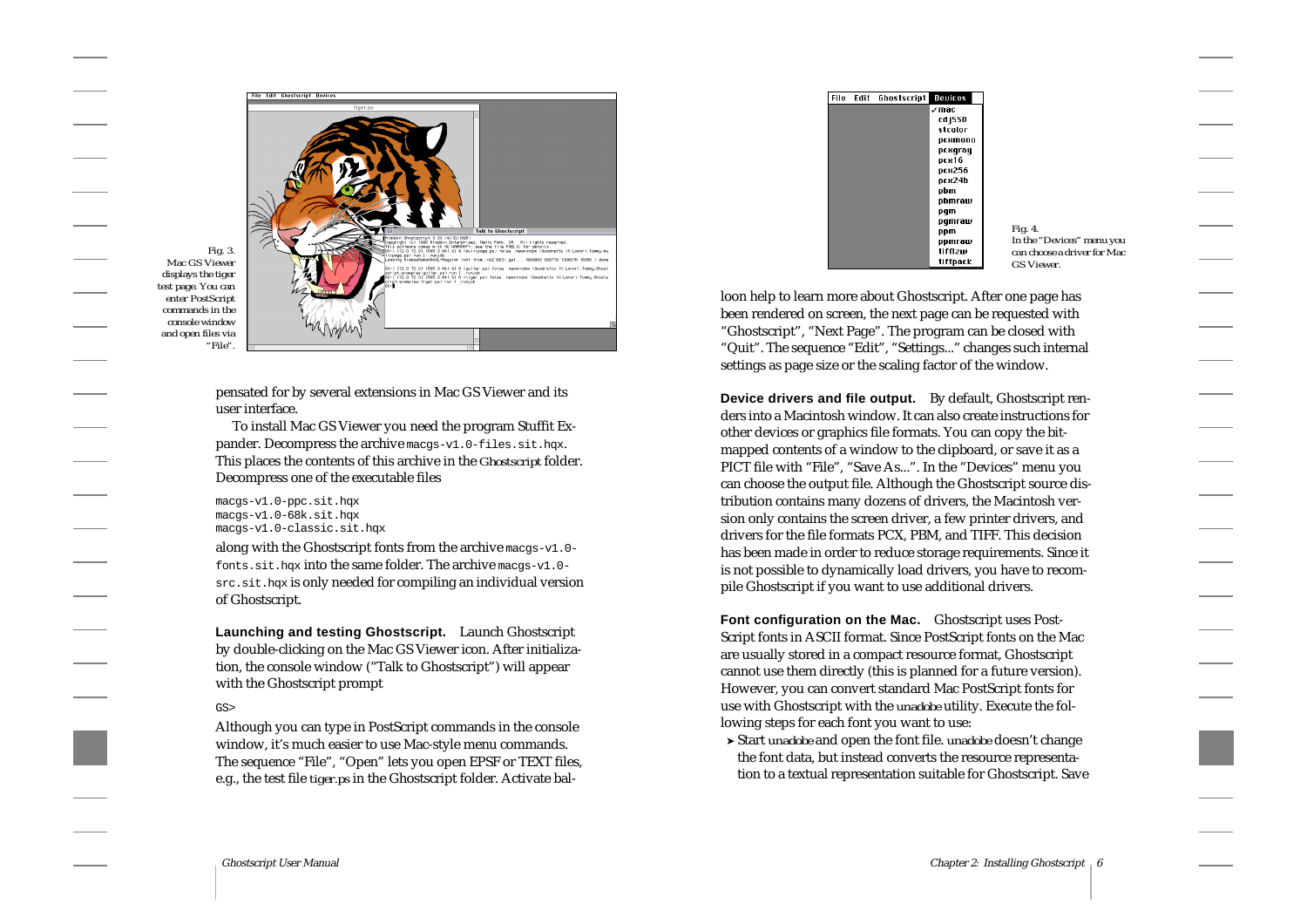Fig. 3. Mac GS Viewer displays the tiger test page. You can enter PostScript commands in the console window and open files via "File".

pensated for by several extensions in Mac GS Viewer and its user interface.

To install Mac GS Viewer you need the program Stuffit Expander. Decompress the archive `macgs-v1.0-files.sit.hqx`. This places the contents of this archive in the Ghostscript folder. Decompress one of the executable files

```
macgs-v1.0-ppc.sit.hqx
macgs-v1.0-68k.sit.hqx
macgs-v1.0-classic.sit.hqx
```

along with the Ghostscript fonts from the archive `macgs-v1.0-fonts.sit.hqx` into the same folder. The archive `macgs-v1.0-src.sit.hqx` is only needed for compiling an individual version of Ghostscript.

**Launching and testing Ghostscript.** Launch Ghostscript by double-clicking on the Mac GS Viewer icon. After initialization, the console window ("Talk to Ghostscript") will appear with the Ghostscript prompt

```
GS>
```

Although you can type in PostScript commands in the console window, it's much easier to use Mac-style menu commands. The sequence "File", "Open" lets you open EPSF or TEXT files, e.g., the test file tiger.ps in the Ghostscript folder. Activate balloon help to learn more about Ghostscript. After one page has been rendered on screen, the next page can be requested with "Ghostscript", "Next Page". The program can be closed with "Quit". The sequence "Edit", "Settings..." changes such internal settings as page size or the scaling factor of the window.

Fig. 4. In the "Devices" menu you can choose a driver for Mac GS Viewer.

**Device drivers and file output.** By default, Ghostscript renders into a Macintosh window. It can also create instructions for other devices or graphics file formats. You can copy the bitmapped contents of a window to the clipboard, or save it as a PICT file with "File", "Save As...". In the "Devices" menu you can choose the output file. Although the Ghostscript source distribution contains many dozens of drivers, the Macintosh version only contains the screen driver, a few printer drivers, and drivers for the file formats PCX, PBM, and TIFF. This decision has been made in order to reduce storage requirements. Since it is not possible to dynamically load drivers, you have to recompile Ghostscript if you want to use additional drivers.

**Font configuration on the Mac.** Ghostscript uses PostScript fonts in ASCII format. Since PostScript fonts on the Mac are usually stored in a compact resource format, Ghostscript cannot use them directly (this is planned for a future version). However, you can convert standard Mac PostScript fonts for use with Ghostscript with the unadobe utility. Execute the following steps for each font you want to use:

- Start unadobe and open the font file. unadobe doesn't change the font data, but instead converts the resource representation to a textual representation suitable for Ghostscript. Save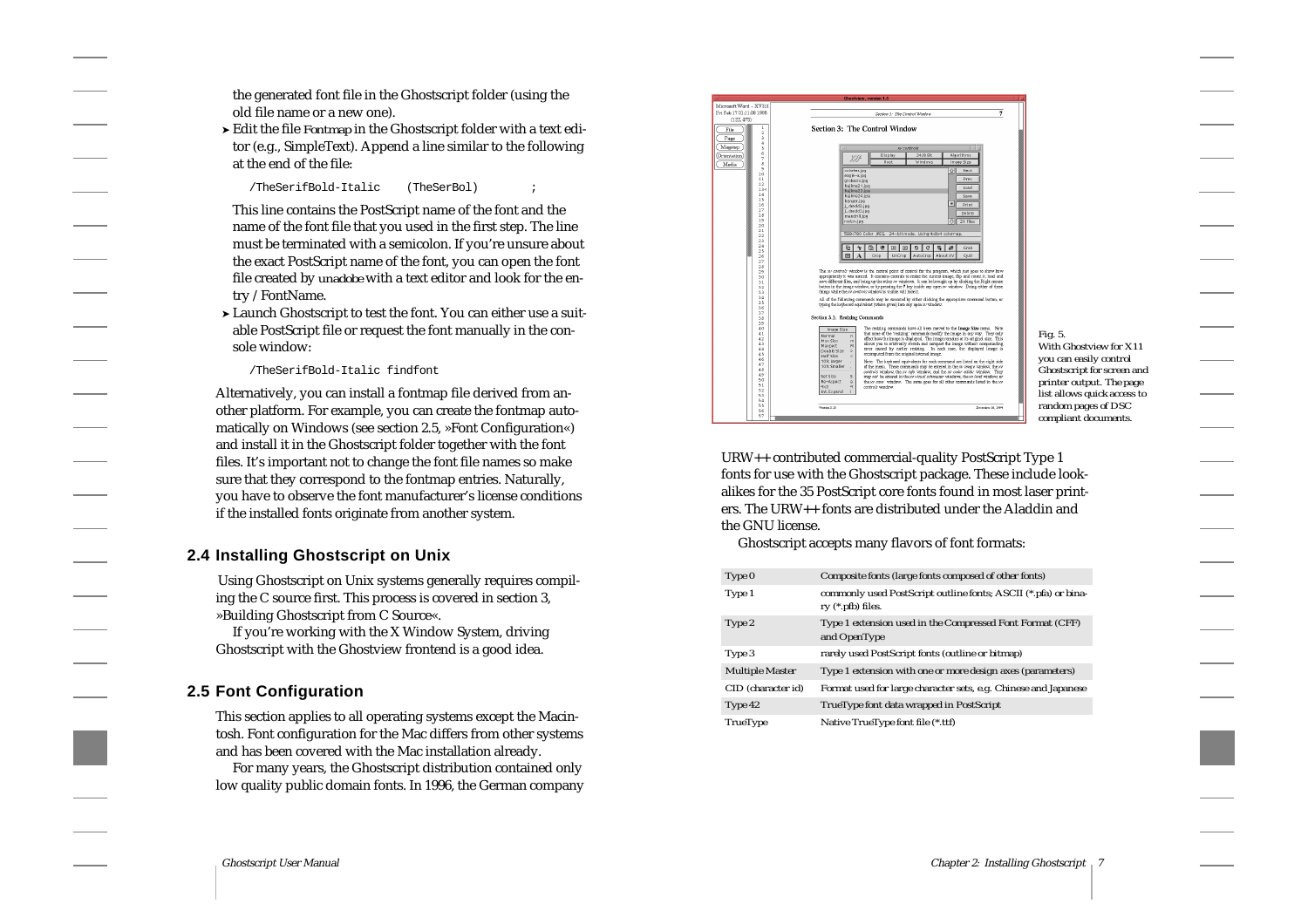the generated font file in the Ghostscript folder (using the old file name or a new one).

- Edit the file *Fontmap* in the Ghostscript folder with a text editor (e.g., SimpleText). Append a line similar to the following at the end of the file:

```
/TheSerifBold-Italic    (TheSerBol)       ;
```

This line contains the PostScript name of the font and the name of the font file that you used in the first step. The line must be terminated with a semicolon. If you're unsure about the exact PostScript name of the font, you can open the font file created by *unadobe* with a text editor and look for the entry / FontName.

- Launch Ghostscript to test the font. You can either use a suitable PostScript file or request the font manually in the console window:

```
/TheSerifBold-Italic findfont
```

Alternatively, you can install a fontmap file derived from another platform. For example, you can create the fontmap automatically on Windows (see section 2.5, »Font Configuration«) and install it in the Ghostscript folder together with the font files. It's important not to change the font file names so make sure that they correspond to the fontmap entries. Naturally, you have to observe the font manufacturer's license conditions if the installed fonts originate from another system.

## 2.4 Installing Ghostscript on Unix

Using Ghostscript on Unix systems generally requires compiling the C source first. This process is covered in section 3, »Building Ghostscript from C Source«.

If you're working with the X Window System, driving Ghostscript with the Ghostview frontend is a good idea.

## 2.5 Font Configuration

This section applies to all operating systems except the Macintosh. Font configuration for the Mac differs from other systems and has been covered with the Mac installation already.

For many years, the Ghostscript distribution contained only low quality public domain fonts. In 1996, the German company URW++ contributed commercial-quality PostScript Type 1 fonts for use with the Ghostscript package. These include lookalikes for the 35 PostScript core fonts found in most laser printers. The URW++ fonts are distributed under the Aladdin and the GNU license.

Fig. 5. With Ghostview for X11 you can easily control Ghostscript for screen and printer output. The page list allows quick access to random pages of DSC compliant documents.

Ghostscript accepts many flavors of font formats:

| | |
|---|---|
| Type 0 | Composite fonts (large fonts composed of other fonts) |
| Type 1 | commonly used PostScript outline fonts; ASCII (*.pfa) or binary (*.pfb) files. |
| Type 2 | Type 1 extension used in the Compressed Font Format (CFF) and OpenType |
| Type 3 | rarely used PostScript fonts (outline or bitmap) |
| Multiple Master | Type 1 extension with one or more design axes (parameters) |
| CID (character id) | Format used for large character sets, e.g. Chinese and Japanese |
| Type 42 | TrueType font data wrapped in PostScript |
| TrueType | Native TrueType font file (*.ttf) |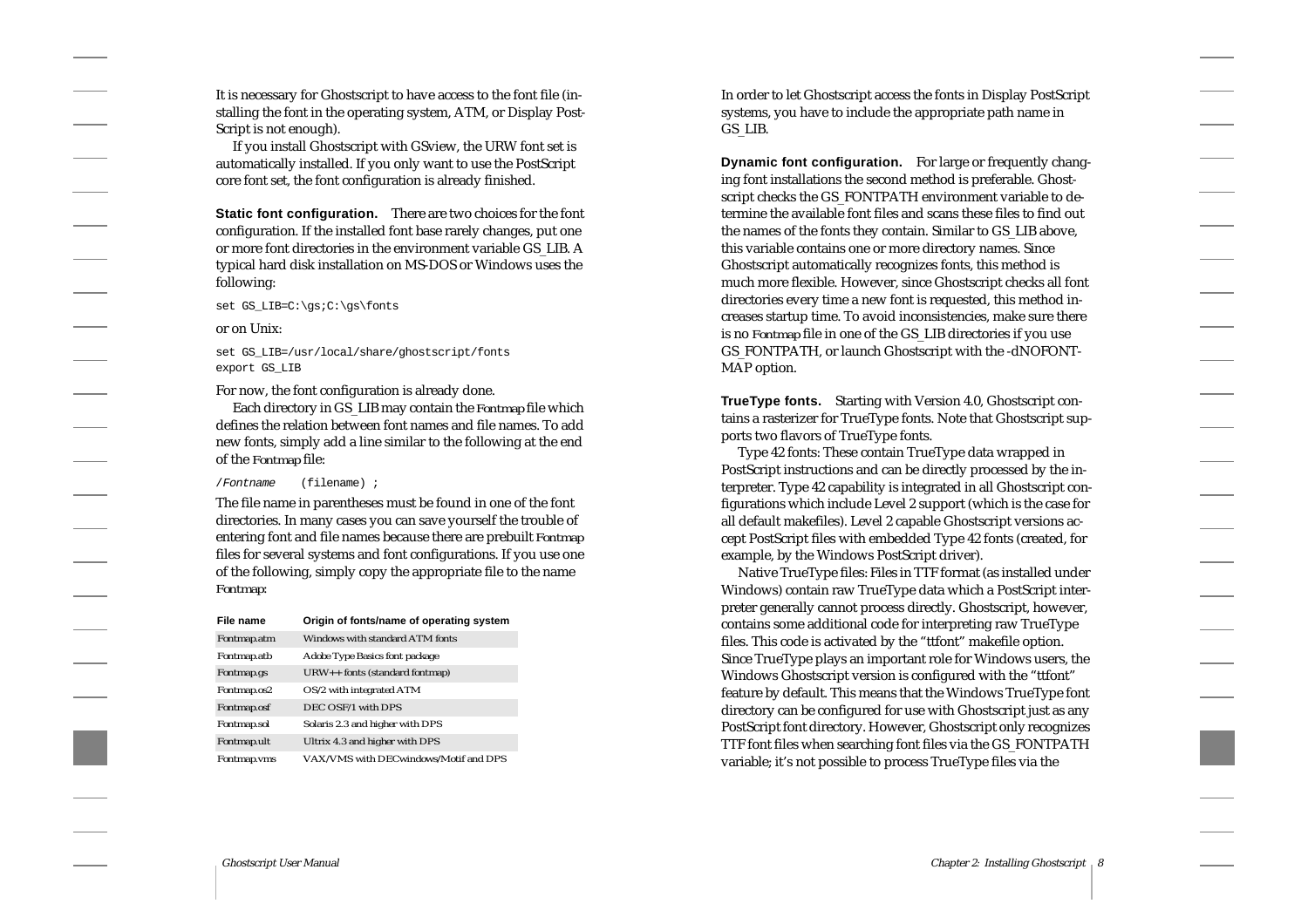It is necessary for Ghostscript to have access to the font file (installing the font in the operating system, ATM, or Display PostScript is not enough).

If you install Ghostscript with GSview, the URW font set is automatically installed. If you only want to use the PostScript core font set, the font configuration is already finished.

**Static font configuration.** There are two choices for the font configuration. If the installed font base rarely changes, put one or more font directories in the environment variable GS_LIB. A typical hard disk installation on MS-DOS or Windows uses the following:

```
set GS_LIB=C:\gs;C:\gs\fonts
```

or on Unix:

```
set GS_LIB=/usr/local/share/ghostscript/fonts
export GS_LIB
```

For now, the font configuration is already done.

Each directory in GS_LIB may contain the *Fontmap* file which defines the relation between font names and file names. To add new fonts, simply add a line similar to the following at the end of the *Fontmap* file:

```
/Fontname    (filename) ;
```

The file name in parentheses must be found in one of the font directories. In many cases you can save yourself the trouble of entering font and file names because there are prebuilt *Fontmap* files for several systems and font configurations. If you use one of the following, simply copy the appropriate file to the name *Fontmap*:

| File name | Origin of fonts/name of operating system |
|---|---|
| Fontmap.atm | Windows with standard ATM fonts |
| Fontmap.atb | Adobe Type Basics font package |
| Fontmap.gs | URW++ fonts (standard fontmap) |
| Fontmap.os2 | OS/2 with integrated ATM |
| Fontmap.osf | DEC OSF/1 with DPS |
| Fontmap.sol | Solaris 2.3 and higher with DPS |
| Fontmap.ult | Ultrix 4.3 and higher with DPS |
| Fontmap.vms | VAX/VMS with DECwindows/Motif and DPS |

In order to let Ghostscript access the fonts in Display PostScript systems, you have to include the appropriate path name in GS_LIB.

**Dynamic font configuration.** For large or frequently changing font installations the second method is preferable. Ghostscript checks the GS_FONTPATH environment variable to determine the available font files and scans these files to find out the names of the fonts they contain. Similar to GS_LIB above, this variable contains one or more directory names. Since Ghostscript automatically recognizes fonts, this method is much more flexible. However, since Ghostscript checks all font directories every time a new font is requested, this method increases startup time. To avoid inconsistencies, make sure there is no *Fontmap* file in one of the GS_LIB directories if you use GS_FONTPATH, or launch Ghostscript with the -dNOFONTMAP option.

**TrueType fonts.** Starting with Version 4.0, Ghostscript contains a rasterizer for TrueType fonts. Note that Ghostscript supports two flavors of TrueType fonts.

Type 42 fonts: These contain TrueType data wrapped in PostScript instructions and can be directly processed by the interpreter. Type 42 capability is integrated in all Ghostscript configurations which include Level 2 support (which is the case for all default makefiles). Level 2 capable Ghostscript versions accept PostScript files with embedded Type 42 fonts (created, for example, by the Windows PostScript driver).

Native TrueType files: Files in TTF format (as installed under Windows) contain raw TrueType data which a PostScript interpreter generally cannot process directly. Ghostscript, however, contains some additional code for interpreting raw TrueType files. This code is activated by the “ttfont” makefile option. Since TrueType plays an important role for Windows users, the Windows Ghostscript version is configured with the “ttfont” feature by default. This means that the Windows TrueType font directory can be configured for use with Ghostscript just as any PostScript font directory. However, Ghostscript only recognizes TTF font files when searching font files via the GS_FONTPATH variable; it’s not possible to process TrueType files via the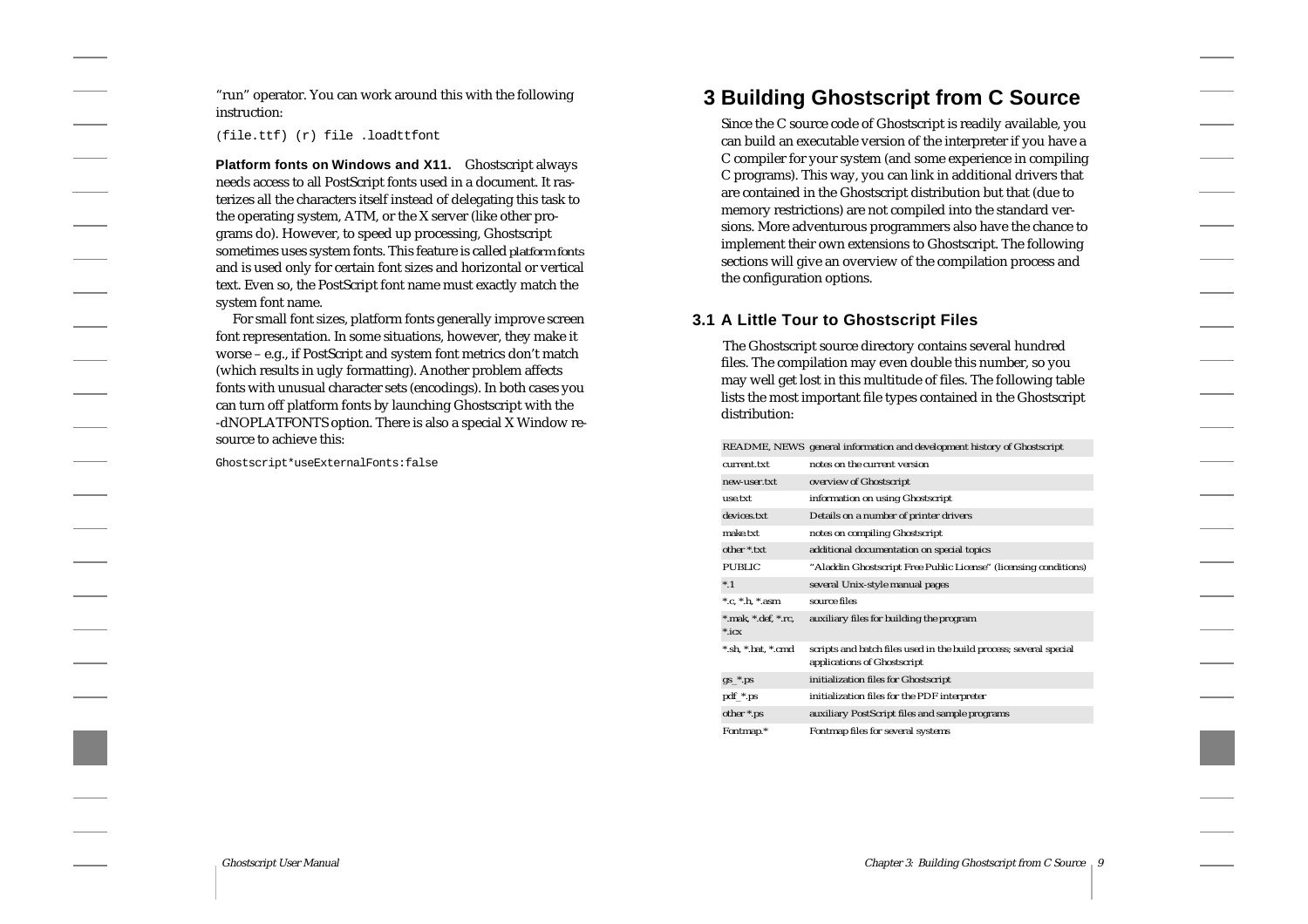"run" operator. You can work around this with the following instruction:

```
(file.ttf) (r) file .loadttfont
```

**Platform fonts on Windows and X11.** Ghostscript always needs access to all PostScript fonts used in a document. It rasterizes all the characters itself instead of delegating this task to the operating system, ATM, or the X server (like other programs do). However, to speed up processing, Ghostscript sometimes uses system fonts. This feature is called *platform fonts* and is used only for certain font sizes and horizontal or vertical text. Even so, the PostScript font name must exactly match the system font name.

For small font sizes, platform fonts generally improve screen font representation. In some situations, however, they make it worse – e.g., if PostScript and system font metrics don't match (which results in ugly formatting). Another problem affects fonts with unusual character sets (encodings). In both cases you can turn off platform fonts by launching Ghostscript with the -dNOPLATFONTS option. There is also a special X Window resource to achieve this:

```
Ghostscript*useExternalFonts:false
```

# 3 Building Ghostscript from C Source

Since the C source code of Ghostscript is readily available, you can build an executable version of the interpreter if you have a C compiler for your system (and some experience in compiling C programs). This way, you can link in additional drivers that are contained in the Ghostscript distribution but that (due to memory restrictions) are not compiled into the standard versions. More adventurous programmers also have the chance to implement their own extensions to Ghostscript. The following sections will give an overview of the compilation process and the configuration options.

## 3.1 A Little Tour to Ghostscript Files

The Ghostscript source directory contains several hundred files. The compilation may even double this number, so you may well get lost in this multitude of files. The following table lists the most important file types contained in the Ghostscript distribution:

| | |
|---|---|
| README, NEWS | general information and development history of Ghostscript |
| current.txt | notes on the current version |
| new-user.txt | overview of Ghostscript |
| use.txt | information on using Ghostscript |
| devices.txt | Details on a number of printer drivers |
| make.txt | notes on compiling Ghostscript |
| other *.txt | additional documentation on special topics |
| PUBLIC | "Aladdin Ghostscript Free Public License" (licensing conditions) |
| *.1 | several Unix-style manual pages |
| *.c, *.h, *.asm | source files |
| *.mak, *.def, *.rc, *.icx | auxiliary files for building the program |
| *.sh, *.bat, *.cmd | scripts and batch files used in the build process; several special applications of Ghostscript |
| gs_*.ps | initialization files for Ghostscript |
| pdf_*.ps | initialization files for the PDF interpreter |
| other *.ps | auxiliary PostScript files and sample programs |
| Fontmap.* | Fontmap files for several systems |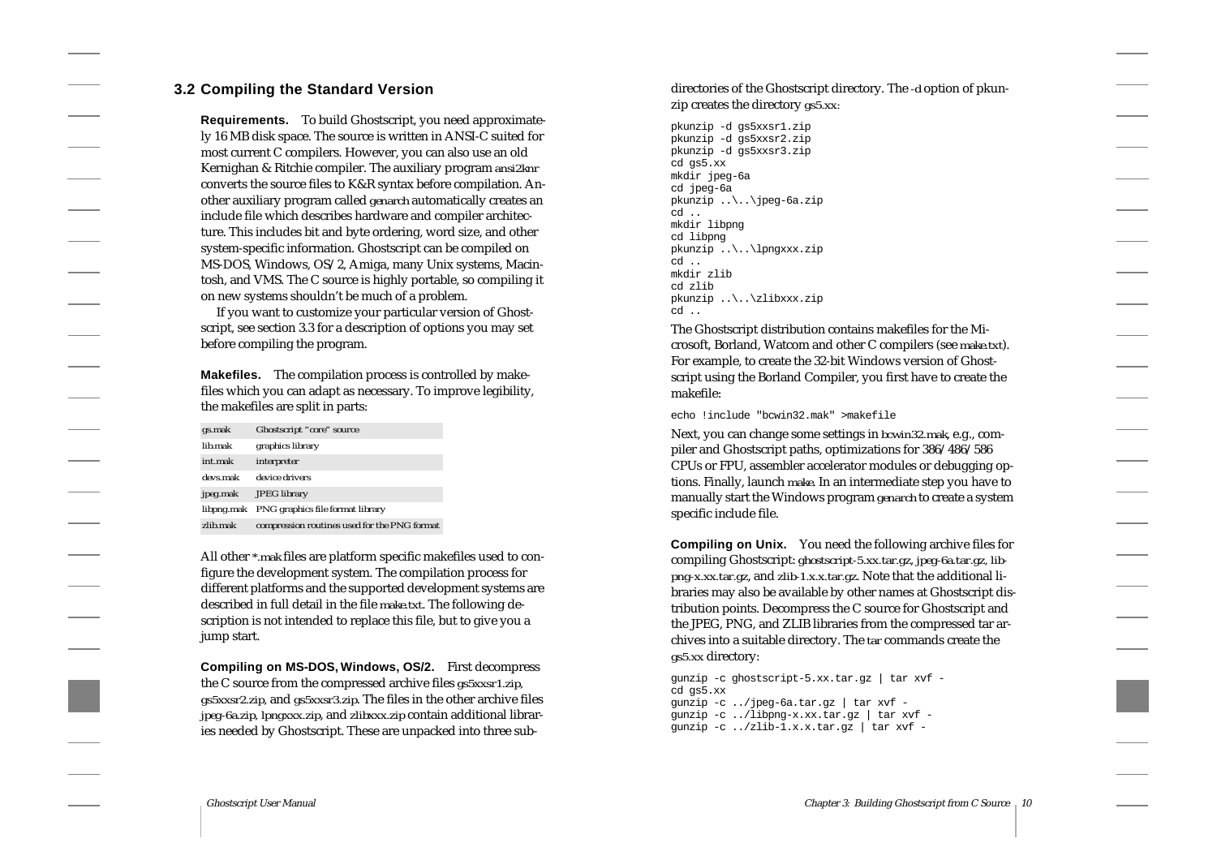## 3.2 Compiling the Standard Version

**Requirements.** To build Ghostscript, you need approximately 16 MB disk space. The source is written in ANSI-C suited for most current C compilers. However, you can also use an old Kernighan & Ritchie compiler. The auxiliary program ansi2knr converts the source files to K&R syntax before compilation. Another auxiliary program called genarch automatically creates an include file which describes hardware and compiler architecture. This includes bit and byte ordering, word size, and other system-specific information. Ghostscript can be compiled on MS-DOS, Windows, OS/2, Amiga, many Unix systems, Macintosh, and VMS. The C source is highly portable, so compiling it on new systems shouldn't be much of a problem.

If you want to customize your particular version of Ghostscript, see section 3.3 for a description of options you may set before compiling the program.

**Makefiles.** The compilation process is controlled by makefiles which you can adapt as necessary. To improve legibility, the makefiles are split in parts:

| | |
|---|---|
| gs.mak | Ghostscript "core" source |
| lib.mak | graphics library |
| int.mak | interpreter |
| devs.mak | device drivers |
| jpeg.mak | JPEG library |
| libpng.mak | PNG graphics file format library |
| zlib.mak | compression routines used for the PNG format |

All other *.mak files are platform specific makefiles used to configure the development system. The compilation process for different platforms and the supported development systems are described in full detail in the file make.txt. The following description is not intended to replace this file, but to give you a jump start.

**Compiling on MS-DOS, Windows, OS/2.** First decompress the C source from the compressed archive files gs5xxsr1.zip, gs5xxsr2.zip, and gs5xxsr3.zip. The files in the other archive files jpeg-6a.zip, lpngxxx.zip, and zlibxxx.zip contain additional libraries needed by Ghostscript. These are unpacked into three subdirectories of the Ghostscript directory. The -d option of pkunzip creates the directory gs5.xx:

```
pkunzip -d gs5xxsr1.zip
pkunzip -d gs5xxsr2.zip
pkunzip -d gs5xxsr3.zip
cd gs5.xx
mkdir jpeg-6a
cd jpeg-6a
pkunzip ..\..\jpeg-6a.zip
cd ..
mkdir libpng
cd libpng
pkunzip ..\..\lpngxxx.zip
cd ..
mkdir zlib
cd zlib
pkunzip ..\..\zlibxxx.zip
cd ..
```

The Ghostscript distribution contains makefiles for the Microsoft, Borland, Watcom and other C compilers (see make.txt). For example, to create the 32-bit Windows version of Ghostscript using the Borland Compiler, you first have to create the makefile:

```
echo !include "bcwin32.mak" >makefile
```

Next, you can change some settings in bcwin32.mak, e.g., compiler and Ghostscript paths, optimizations for 386/486/586 CPUs or FPU, assembler accelerator modules or debugging options. Finally, launch make. In an intermediate step you have to manually start the Windows program genarch to create a system specific include file.

**Compiling on Unix.** You need the following archive files for compiling Ghostscript: ghostscript-5.xx.tar.gz, jpeg-6a.tar.gz, libpng-x.xx.tar.gz, and zlib-1.x.x.tar.gz. Note that the additional libraries may also be available by other names at Ghostscript distribution points. Decompress the C source for Ghostscript and the JPEG, PNG, and ZLIB libraries from the compressed tar archives into a suitable directory. The tar commands create the gs5.xx directory:

```
gunzip -c ghostscript-5.xx.tar.gz | tar xvf -
cd gs5.xx
gunzip -c ../jpeg-6a.tar.gz | tar xvf -
gunzip -c ../libpng-x.xx.tar.gz | tar xvf -
gunzip -c ../zlib-1.x.x.tar.gz | tar xvf -
```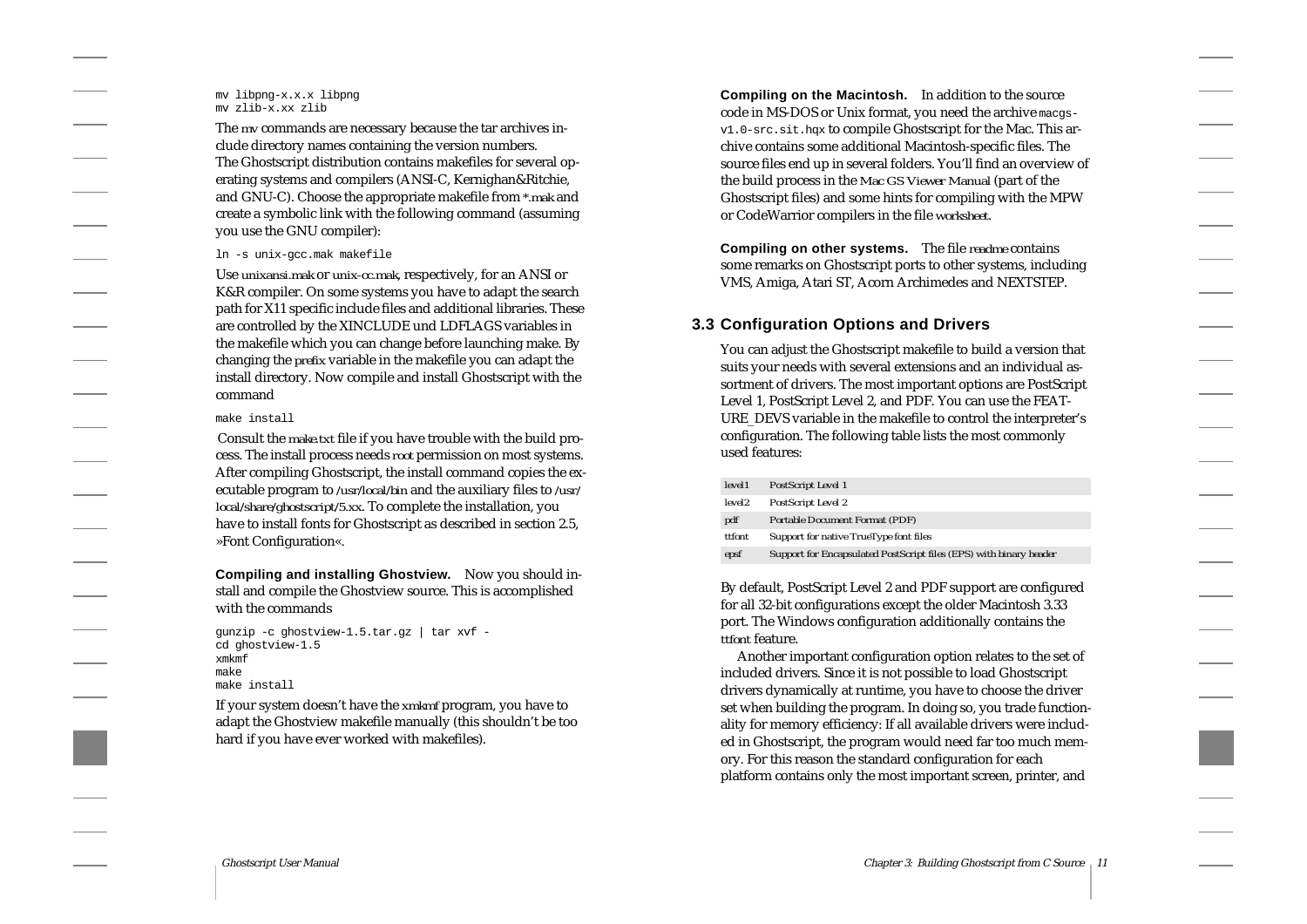```
mv libpng-x.x.x libpng
mv zlib-x.xx zlib
```

The *mv* commands are necessary because the tar archives include directory names containing the version numbers. The Ghostscript distribution contains makefiles for several operating systems and compilers (ANSI-C, Kernighan&Ritchie, and GNU-C). Choose the appropriate makefile from *\*.mak* and create a symbolic link with the following command (assuming you use the GNU compiler):

```
ln -s unix-gcc.mak makefile
```

Use *unixansi.mak* or *unix-cc.mak*, respectively, for an ANSI or K&R compiler. On some systems you have to adapt the search path for X11 specific include files and additional libraries. These are controlled by the XINCLUDE und LDFLAGS variables in the makefile which you can change before launching make. By changing the *prefix* variable in the makefile you can adapt the install directory. Now compile and install Ghostscript with the command

```
make install
```

Consult the *make.txt* file if you have trouble with the build process. The install process needs *root* permission on most systems. After compiling Ghostscript, the install command copies the executable program to */usr/local/bin* and the auxiliary files to */usr/local/share/ghostscript/5.xx*. To complete the installation, you have to install fonts for Ghostscript as described in section 2.5, »Font Configuration«.

**Compiling and installing Ghostview.** Now you should install and compile the Ghostview source. This is accomplished with the commands

```
gunzip -c ghostview-1.5.tar.gz | tar xvf -
cd ghostview-1.5
xmkmf
make
make install
```

If your system doesn't have the *xmkmf* program, you have to adapt the Ghostview makefile manually (this shouldn't be too hard if you have ever worked with makefiles).

**Compiling on the Macintosh.** In addition to the source code in MS-DOS or Unix format, you need the archive `macgs-v1.0-src.sit.hqx` to compile Ghostscript for the Mac. This archive contains some additional Macintosh-specific files. The source files end up in several folders. You'll find an overview of the build process in the *Mac GS Viewer Manual* (part of the Ghostscript files) and some hints for compiling with the MPW or CodeWarrior compilers in the file *worksheet*.

**Compiling on other systems.** The file *readme* contains some remarks on Ghostscript ports to other systems, including VMS, Amiga, Atari ST, Acorn Archimedes and NEXTSTEP.

## 3.3 Configuration Options and Drivers

You can adjust the Ghostscript makefile to build a version that suits your needs with several extensions and an individual assortment of drivers. The most important options are PostScript Level 1, PostScript Level 2, and PDF. You can use the FEATURE_DEVS variable in the makefile to control the interpreter's configuration. The following table lists the most commonly used features:

| | |
|---|---|
| level1 | PostScript Level 1 |
| level2 | PostScript Level 2 |
| pdf | Portable Document Format (PDF) |
| ttfont | Support for native TrueType font files |
| epsf | Support for Encapsulated PostScript files (EPS) with binary header |

By default, PostScript Level 2 and PDF support are configured for all 32-bit configurations except the older Macintosh 3.33 port. The Windows configuration additionally contains the *ttfont* feature.

Another important configuration option relates to the set of included drivers. Since it is not possible to load Ghostscript drivers dynamically at runtime, you have to choose the driver set when building the program. In doing so, you trade functionality for memory efficiency: If all available drivers were included in Ghostscript, the program would need far too much memory. For this reason the standard configuration for each platform contains only the most important screen, printer, and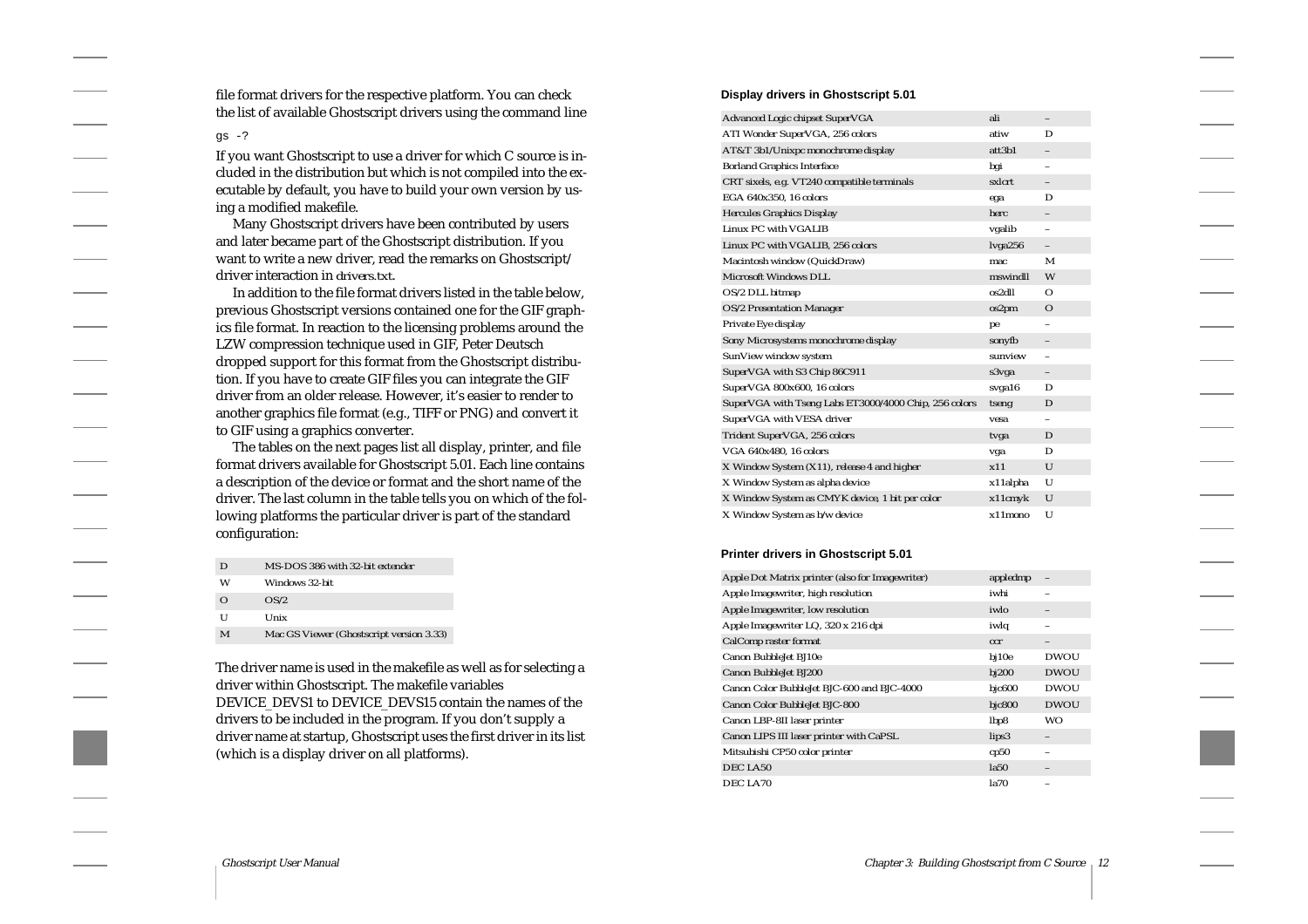file format drivers for the respective platform. You can check the list of available Ghostscript drivers using the command line

```
gs -?
```

If you want Ghostscript to use a driver for which C source is included in the distribution but which is not compiled into the executable by default, you have to build your own version by using a modified makefile.

Many Ghostscript drivers have been contributed by users and later became part of the Ghostscript distribution. If you want to write a new driver, read the remarks on Ghostscript/driver interaction in *drivers.txt*.

In addition to the file format drivers listed in the table below, previous Ghostscript versions contained one for the GIF graphics file format. In reaction to the licensing problems around the LZW compression technique used in GIF, Peter Deutsch dropped support for this format from the Ghostscript distribution. If you have to create GIF files you can integrate the GIF driver from an older release. However, it's easier to render to another graphics file format (e.g., TIFF or PNG) and convert it to GIF using a graphics converter.

The tables on the next pages list all display, printer, and file format drivers available for Ghostscript 5.01. Each line contains a description of the device or format and the short name of the driver. The last column in the table tells you on which of the following platforms the particular driver is part of the standard configuration:

| | |
|---|---|
| D | MS-DOS 386 with 32-bit extender |
| W | Windows 32-bit |
| O | OS/2 |
| U | Unix |
| M | Mac GS Viewer (Ghostscript version 3.33) |

The driver name is used in the makefile as well as for selecting a driver within Ghostscript. The makefile variables DEVICE_DEVS1 to DEVICE_DEVS15 contain the names of the drivers to be included in the program. If you don't supply a driver name at startup, Ghostscript uses the first driver in its list (which is a display driver on all platforms).

**Display drivers in Ghostscript 5.01**

| | | |
|---|---|---|
| Advanced Logic chipset SuperVGA | ali | – |
| ATI Wonder SuperVGA, 256 colors | atiw | D |
| AT&T 3b1/Unixpc monochrome display | att3b1 | – |
| Borland Graphics Interface | bgi | – |
| CRT sixels, e.g. VT240 compatible terminals | sxlcrt | – |
| EGA 640x350, 16 colors | ega | D |
| Hercules Graphics Display | herc | – |
| Linux PC with VGALIB | vgalib | – |
| Linux PC with VGALIB, 256 colors | lvga256 | – |
| Macintosh window (QuickDraw) | mac | M |
| Microsoft Windows DLL | mswindll | W |
| OS/2 DLL bitmap | os2dll | O |
| OS/2 Presentation Manager | os2pm | O |
| Private Eye display | pe | – |
| Sony Microsystems monochrome display | sonyfb | – |
| SunView window system | sunview | – |
| SuperVGA with S3 Chip 86C911 | s3vga | – |
| SuperVGA 800x600, 16 colors | svga16 | D |
| SuperVGA with Tseng Labs ET3000/4000 Chip, 256 colors | tseng | D |
| SuperVGA with VESA driver | vesa | – |
| Trident SuperVGA, 256 colors | tvga | D |
| VGA 640x480, 16 colors | vga | D |
| X Window System (X11), release 4 and higher | x11 | U |
| X Window System as alpha device | x11alpha | U |
| X Window System as CMYK device, 1 bit per color | x11cmyk | U |
| X Window System as b/w device | x11mono | U |

**Printer drivers in Ghostscript 5.01**

| | | |
|---|---|---|
| Apple Dot Matrix printer (also for Imagewriter) | appledmp | – |
| Apple Imagewriter, high resolution | iwhi | – |
| Apple Imagewriter, low resolution | iwlo | – |
| Apple Imagewriter LQ, 320 x 216 dpi | iwlq | – |
| CalComp raster format | ccr | – |
| Canon BubbleJet BJ10e | bj10e | DWOU |
| Canon BubbleJet BJ200 | bj200 | DWOU |
| Canon Color BubbleJet BJC-600 and BJC-4000 | bjc600 | DWOU |
| Canon Color BubbleJet BJC-800 | bjc800 | DWOU |
| Canon LBP-8II laser printer | lbp8 | WO |
| Canon LIPS III laser printer with CaPSL | lips3 | – |
| Mitsubishi CP50 color printer | cp50 | – |
| DEC LA50 | la50 | – |
| DEC LA70 | la70 | – |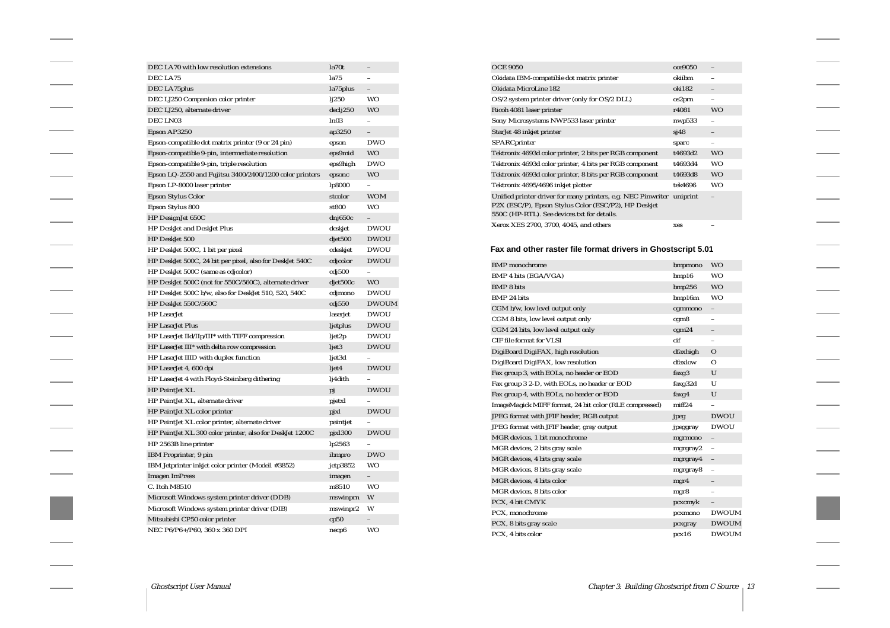| | | |
|---|---|---|
| DEC LA70 with low resolution extensions | la70t | – |
| DEC LA75 | la75 | – |
| DEC LA75plus | la75plus | – |
| DEC LJ250 Companion color printer | lj250 | WO |
| DEC LJ250, alternate driver | declj250 | WO |
| DEC LN03 | ln03 | – |
| Epson AP3250 | ap3250 | – |
| Epson-compatible dot matrix printer (9 or 24 pin) | epson | DWO |
| Epson-compatible 9-pin, intermediate resolution | eps9mid | WO |
| Epson-compatible 9-pin, triple resolution | eps9high | DWO |
| Epson LQ-2550 and Fujitsu 3400/2400/1200 color printers | epsonc | WO |
| Epson LP-8000 laser printer | lp8000 | – |
| Epson Stylus Color | stcolor | WOM |
| Epson Stylus 800 | st800 | WO |
| HP DesignJet 650C | dnj650c | – |
| HP DeskJet and DeskJet Plus | deskjet | DWOU |
| HP DeskJet 500 | djet500 | DWOU |
| HP DeskJet 500C, 1 bit per pixel | cdeskjet | DWOU |
| HP DeskJet 500C, 24 bit per pixel, also for DeskJet 540C | cdjcolor | DWOU |
| HP DeskJet 500C (same as cdjcolor) | cdj500 | – |
| HP DeskJet 500C (not for 550C/560C), alternate driver | djet500c | WO |
| HP DeskJet 500C b/w, also for DeskJet 510, 520, 540C | cdjmono | DWOU |
| HP DeskJet 550C/560C | cdj550 | DWOUM |
| HP LaserJet | laserjet | DWOU |
| HP LaserJet Plus | ljetplus | DWOU |
| HP LaserJet IId/IIp/III* with TIFF compression | ljet2p | DWOU |
| HP LaserJet III* with delta row compression | ljet3 | DWOU |
| HP LaserJet IIID with duplex function | ljet3d | – |
| HP LaserJet 4, 600 dpi | ljet4 | DWOU |
| HP LaserJet 4 with Floyd-Steinberg dithering | lj4dith | – |
| HP PaintJet XL | pj | DWOU |
| HP PaintJet XL, alternate driver | pjetxl | – |
| HP PaintJet XL color printer | pjxl | DWOU |
| HP PaintJet XL color printer, alternate driver | paintjet | – |
| HP PaintJet XL 300 color printer, also for DeskJet 1200C | pjxl300 | DWOU |
| HP 2563B line printer | lp2563 | – |
| IBM Proprinter, 9 pin | ibmpro | DWO |
| IBM Jetprinter inkjet color printer (Modell #3852) | jetp3852 | WO |
| Imagen ImPress | imagen | – |
| C. Itoh M8510 | m8510 | WO |
| Microsoft Windows system printer driver (DDB) | mswinprn | W |
| Microsoft Windows system printer driver (DIB) | mswinpr2 | W |
| Mitsubishi CP50 color printer | cp50 | – |
| NEC P6/P6+/P60, 360 x 360 DPI | necp6 | WO |
| OCE 9050 | oce9050 | – |
| Okidata IBM-compatible dot matrix printer | okiibm | – |
| Okidata MicroLine 182 | oki182 | – |
| OS/2 system printer driver (only for OS/2 DLL) | os2prn | – |
| Ricoh 4081 laser printer | r4081 | WO |
| Sony Microsystems NWP533 laser printer | nwp533 | – |
| StarJet 48 inkjet printer | sj48 | – |
| SPARCprinter | sparc | – |
| Tektronix 4693d color printer, 2 bits per RGB component | t4693d2 | WO |
| Tektronix 4693d color printer, 4 bits per RGB component | t4693d4 | WO |
| Tektronix 4693d color printer, 8 bits per RGB component | t4693d8 | WO |
| Tektronix 4695/4696 inkjet plotter | tek4696 | WO |
| Unified printer driver for many printers, e.g. NEC Pinwriter P2X (ESC/P), Epson Stylus Color (ESC/P2), HP Deskjet 550C (HP-RTL). See devices.txt for details. | uniprint | – |
| Xerox XES 2700, 3700, 4045, and others | xes | – |

### Fax and other raster file format drivers in Ghostscript 5.01

| | | |
|---|---|---|
| BMP monochrome | bmpmono | WO |
| BMP 4 bits (EGA/VGA) | bmp16 | WO |
| BMP 8 bits | bmp256 | WO |
| BMP 24 bits | bmp16m | WO |
| CGM b/w, low level output only | cgmmono | – |
| CGM 8 bits, low level output only | cgm8 | – |
| CGM 24 bits, low level output only | cgm24 | – |
| CIF file format for VLSI | cif | – |
| DigiBoard DigiFAX, high resolution | dfaxhigh | O |
| DigiBoard DigiFAX, low resolution | dfaxlow | O |
| Fax group 3, with EOLs, no header or EOD | faxg3 | U |
| Fax group 3 2-D, with EOLs, no header or EOD | faxg32d | U |
| Fax group 4, with EOLs, no header or EOD | faxg4 | U |
| ImageMagick MIFF format, 24 bit color (RLE compressed) | miff24 | – |
| JPEG format with JFIF header, RGB output | jpeg | DWOU |
| JPEG format with JFIF header, gray output | jpeggray | DWOU |
| MGR devices, 1 bit monochrome | mgrmono | – |
| MGR devices, 2 bits gray scale | mgrgray2 | – |
| MGR devices, 4 bits gray scale | mgrgray4 | – |
| MGR devices, 8 bits gray scale | mgrgray8 | – |
| MGR devices, 4 bits color | mgr4 | – |
| MGR devices, 8 bits color | mgr8 | – |
| PCX, 4 bit CMYK | pcxcmyk | – |
| PCX, monochrome | pcxmono | DWOUM |
| PCX, 8 bits gray scale | pcxgray | DWOUM |
| PCX, 4 bits color | pcx16 | DWOUM |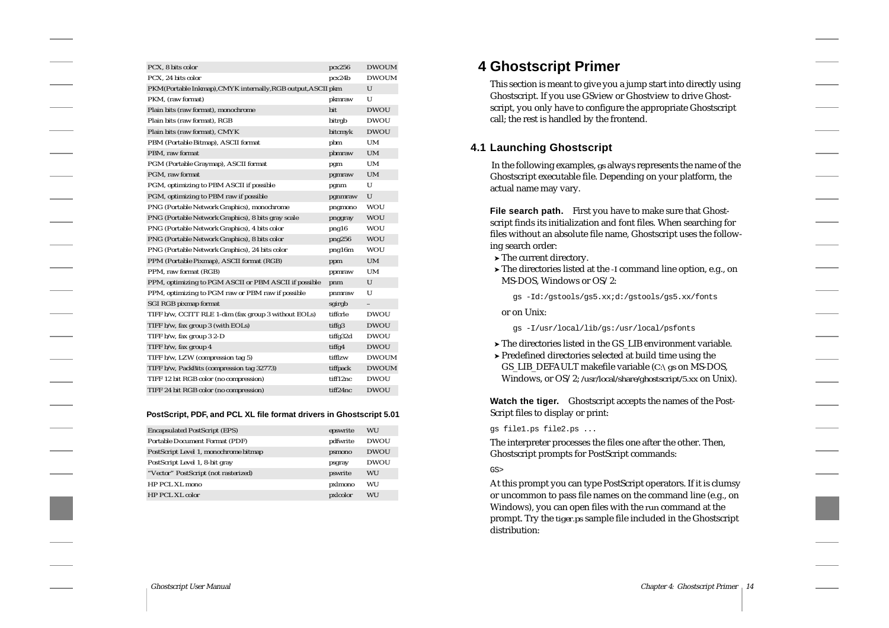| | | |
|---|---|---|
| PCX, 8 bits color | pcx256 | DWOUM |
| PCX, 24 bits color | pcx24b | DWOUM |
| PKM(Portable Inkmap),CMYK internally,RGB output,ASCII pkm | | U |
| PKM, (raw format) | pkmraw | U |
| Plain bits (raw format), monochrome | bit | DWOU |
| Plain bits (raw format), RGB | bitrgb | DWOU |
| Plain bits (raw format), CMYK | bitcmyk | DWOU |
| PBM (Portable Bitmap), ASCII format | pbm | UM |
| PBM, raw format | pbmraw | UM |
| PGM (Portable Graymap), ASCII format | pgm | UM |
| PGM, raw format | pgmraw | UM |
| PGM, optimizing to PBM ASCII if possible | pgnm | U |
| PGM, optimizing to PBM raw if possible | pgnmraw | U |
| PNG (Portable Network Graphics), monochrome | pngmono | WOU |
| PNG (Portable Network Graphics), 8 bits gray scale | pnggray | WOU |
| PNG (Portable Network Graphics), 4 bits color | png16 | WOU |
| PNG (Portable Network Graphics), 8 bits color | png256 | WOU |
| PNG (Portable Network Graphics), 24 bits color | png16m | WOU |
| PPM (Portable Pixmap), ASCII format (RGB) | ppm | UM |
| PPM, raw format (RGB) | ppmraw | UM |
| PPM, optimizing to PGM ASCII or PBM ASCII if possible | pnm | U |
| PPM, optimizing to PGM raw or PBM raw if possible | pnmraw | U |
| SGI RGB pixmap format | sgirgb | – |
| TIFF b/w, CCITT RLE 1-dim (fax group 3 without EOLs) | tifflcrle | DWOU |
| TIFF b/w, fax group 3 (with EOLs) | tiffg3 | DWOU |
| TIFF b/w, fax group 3 2-D | tiffg32d | DWOU |
| TIFF b/w, fax group 4 | tiffg4 | DWOU |
| TIFF b/w, LZW (compression tag 5) | tifflzw | DWOUM |
| TIFF b/w, PackBits (compression tag 32773) | tiffpack | DWOUM |
| TIFF 12 bit RGB color (no compression) | tiff12nc | DWOU |
| TIFF 24 bit RGB color (no compression) | tiff24nc | DWOU |

**PostScript, PDF, and PCL XL file format drivers in Ghostscript 5.01**

| | | |
|---|---|---|
| Encapsulated PostScript (EPS) | epswrite | WU |
| Portable Document Format (PDF) | pdfwrite | DWOU |
| PostScript Level 1, monochrome bitmap | psmono | DWOU |
| PostScript Level 1, 8-bit gray | psgray | DWOU |
| "Vector" PostScript (not rasterized) | pswrite | WU |
| HP PCL XL mono | pxlmono | WU |
| HP PCL XL color | pxlcolor | WU |

# 4 Ghostscript Primer

This section is meant to give you a jump start into directly using Ghostscript. If you use GSview or Ghostview to drive Ghostscript, you only have to configure the appropriate Ghostscript call; the rest is handled by the frontend.

## 4.1 Launching Ghostscript

In the following examples, gs always represents the name of the Ghostscript executable file. Depending on your platform, the actual name may vary.

**File search path.** First you have to make sure that Ghostscript finds its initialization and font files. When searching for files without an absolute file name, Ghostscript uses the following search order:

- The current directory.
- The directories listed at the -I command line option, e.g., on MS-DOS, Windows or OS/2:

  ```
  gs -Id:/gstools/gs5.xx;d:/gstools/gs5.xx/fonts
  ```

  or on Unix:

  ```
  gs -I/usr/local/lib/gs:/usr/local/psfonts
  ```

- The directories listed in the GS_LIB environment variable.
- Predefined directories selected at build time using the GS_LIB_DEFAULT makefile variable (C:\gs on MS-DOS, Windows, or OS/2; /usr/local/share/ghostscript/5.xx on Unix).

**Watch the tiger.** Ghostscript accepts the names of the PostScript files to display or print:

```
gs file1.ps file2.ps ...
```

The interpreter processes the files one after the other. Then, Ghostscript prompts for PostScript commands:

```
GS>
```

At this prompt you can type PostScript operators. If it is clumsy or uncommon to pass file names on the command line (e.g., on Windows), you can open files with the run command at the prompt. Try the tiger.ps sample file included in the Ghostscript distribution: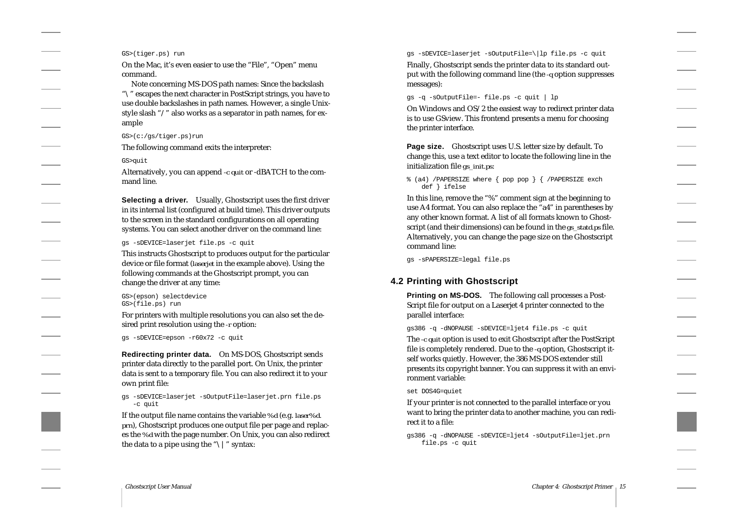```
GS>(tiger.ps) run
```

On the Mac, it's even easier to use the "File", "Open" menu command.

Note concerning MS-DOS path names: Since the backslash "\" escapes the next character in PostScript strings, you have to use double backslashes in path names. However, a single Unix-style slash "/" also works as a separator in path names, for example

```
GS>(c:/gs/tiger.ps)run
```

The following command exits the interpreter:

```
GS>quit
```

Alternatively, you can append -c quit or -dBATCH to the command line.

**Selecting a driver.** Usually, Ghostscript uses the first driver in its internal list (configured at build time). This driver outputs to the screen in the standard configurations on all operating systems. You can select another driver on the command line:

```
gs -sDEVICE=laserjet file.ps -c quit
```

This instructs Ghostscript to produces output for the particular device or file format (laserjet in the example above). Using the following commands at the Ghostscript prompt, you can change the driver at any time:

```
GS>(epson) selectdevice
GS>(file.ps) run
```

For printers with multiple resolutions you can also set the desired print resolution using the -r option:

```
gs -sDEVICE=epson -r60x72 -c quit
```

**Redirecting printer data.** On MS-DOS, Ghostscript sends printer data directly to the parallel port. On Unix, the printer data is sent to a temporary file. You can also redirect it to your own print file:

```
gs -sDEVICE=laserjet -sOutputFile=laserjet.prn file.ps
   -c quit
```

If the output file name contains the variable %d (e.g. laser%d.prn), Ghostscript produces one output file per page and replaces the %d with the page number. On Unix, you can also redirect the data to a pipe using the "\|" syntax:

```
gs -sDEVICE=laserjet -sOutputFile=\|lp file.ps -c quit
```

Finally, Ghostscript sends the printer data to its standard output with the following command line (the -q option suppresses messages):

```
gs -q -sOutputFile=- file.ps -c quit | lp
```

On Windows and OS/2 the easiest way to redirect printer data is to use GSview. This frontend presents a menu for choosing the printer interface.

**Page size.** Ghostscript uses U.S. letter size by default. To change this, use a text editor to locate the following line in the initialization file gs_init.ps:

```
% (a4) /PAPERSIZE where { pop pop } { /PAPERSIZE exch
    def } ifelse
```

In this line, remove the "%" comment sign at the beginning to use A4 format. You can also replace the "a4" in parentheses by any other known format. A list of all formats known to Ghostscript (and their dimensions) can be found in the gs_statd.ps file. Alternatively, you can change the page size on the Ghostscript command line:

```
gs -sPAPERSIZE=legal file.ps
```

## 4.2 Printing with Ghostscript

**Printing on MS-DOS.** The following call processes a PostScript file for output on a Laserjet 4 printer connected to the parallel interface:

```
gs386 -q -dNOPAUSE -sDEVICE=ljet4 file.ps -c quit
```

The -c quit option is used to exit Ghostscript after the PostScript file is completely rendered. Due to the -q option, Ghostscript itself works quietly. However, the 386 MS-DOS extender still presents its copyright banner. You can suppress it with an environment variable:

```
set DOS4G=quiet
```

If your printer is not connected to the parallel interface or you want to bring the printer data to another machine, you can redirect it to a file:

```
gs386 -q -dNOPAUSE -sDEVICE=ljet4 -sOutputFile=ljet.prn
    file.ps -c quit
```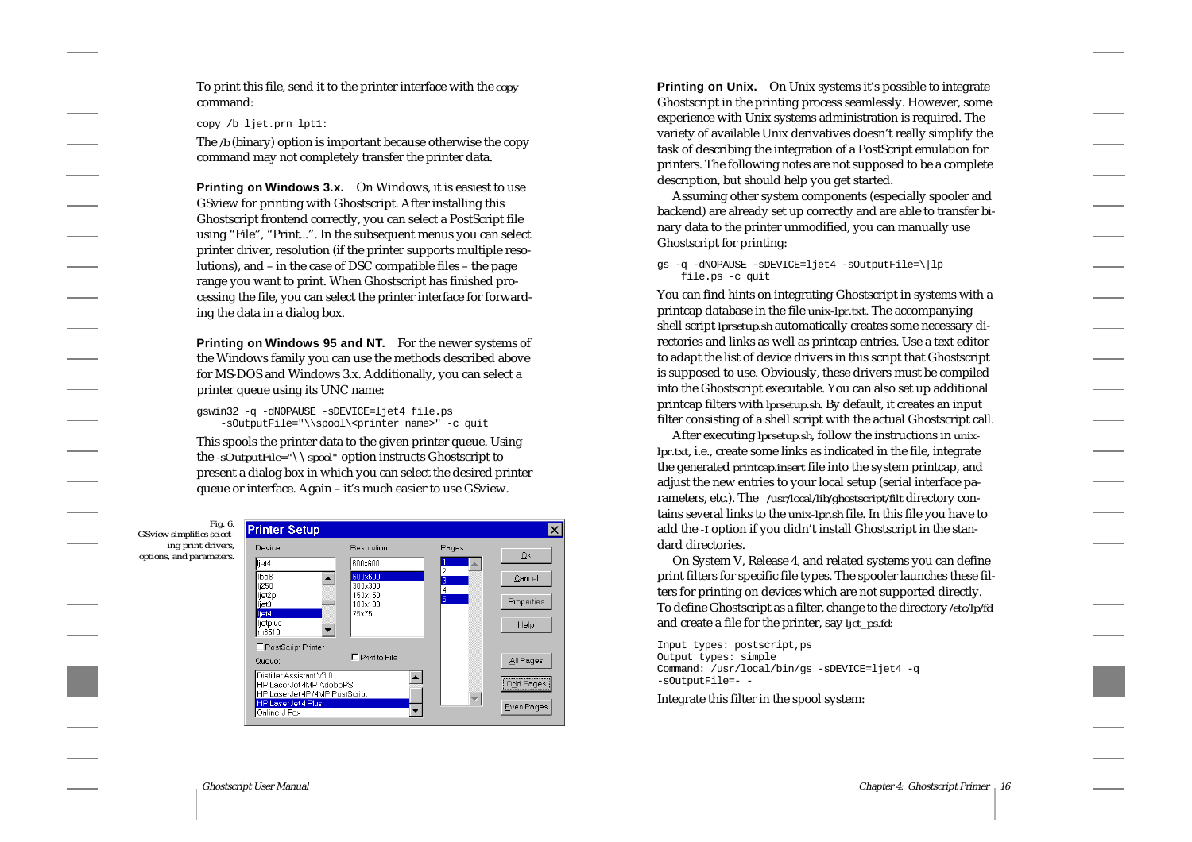To print this file, send it to the printer interface with the copy command:

```
copy /b ljet.prn lpt1:
```

The /b (binary) option is important because otherwise the copy command may not completely transfer the printer data.

**Printing on Windows 3.x.** On Windows, it is easiest to use GSview for printing with Ghostscript. After installing this Ghostscript frontend correctly, you can select a PostScript file using "File", "Print...". In the subsequent menus you can select printer driver, resolution (if the printer supports multiple resolutions), and – in the case of DSC compatible files – the page range you want to print. When Ghostscript has finished processing the file, you can select the printer interface for forwarding the data in a dialog box.

**Printing on Windows 95 and NT.** For the newer systems of the Windows family you can use the methods described above for MS-DOS and Windows 3.x. Additionally, you can select a printer queue using its UNC name:

```
gswin32 -q -dNOPAUSE -sDEVICE=ljet4 file.ps
    -sOutputFile="\\spool\<printer name>" -c quit
```

This spools the printer data to the given printer queue. Using the -sOutputFile="\\spool" option instructs Ghostscript to present a dialog box in which you can select the desired printer queue or interface. Again – it's much easier to use GSview.

Fig. 6. GSview simplifies selecting print drivers, options, and parameters.

**Printing on Unix.** On Unix systems it's possible to integrate Ghostscript in the printing process seamlessly. However, some experience with Unix systems administration is required. The variety of available Unix derivatives doesn't really simplify the task of describing the integration of a PostScript emulation for printers. The following notes are not supposed to be a complete description, but should help you get started.

Assuming other system components (especially spooler and backend) are already set up correctly and are able to transfer binary data to the printer unmodified, you can manually use Ghostscript for printing:

```
gs -q -dNOPAUSE -sDEVICE=ljet4 -sOutputFile=\|lp
    file.ps -c quit
```

You can find hints on integrating Ghostscript in systems with a printcap database in the file unix-lpr.txt. The accompanying shell script lprsetup.sh automatically creates some necessary directories and links as well as printcap entries. Use a text editor to adapt the list of device drivers in this script that Ghostscript is supposed to use. Obviously, these drivers must be compiled into the Ghostscript executable. You can also set up additional printcap filters with lprsetup.sh. By default, it creates an input filter consisting of a shell script with the actual Ghostscript call.

After executing lprsetup.sh, follow the instructions in unix-lpr.txt, i.e., create some links as indicated in the file, integrate the generated printcap.insert file into the system printcap, and adjust the new entries to your local setup (serial interface parameters, etc.). The /usr/local/lib/ghostscript/filt directory contains several links to the unix-lpr.sh file. In this file you have to add the -I option if you didn't install Ghostscript in the standard directories.

On System V, Release 4, and related systems you can define print filters for specific file types. The spooler launches these filters for printing on devices which are not supported directly. To define Ghostscript as a filter, change to the directory /etc/lp/fd and create a file for the printer, say ljet_ps.fd:

```
Input types: postscript,ps
Output types: simple
Command: /usr/local/bin/gs -sDEVICE=ljet4 -q
-sOutputFile=- -
```

Integrate this filter in the spool system: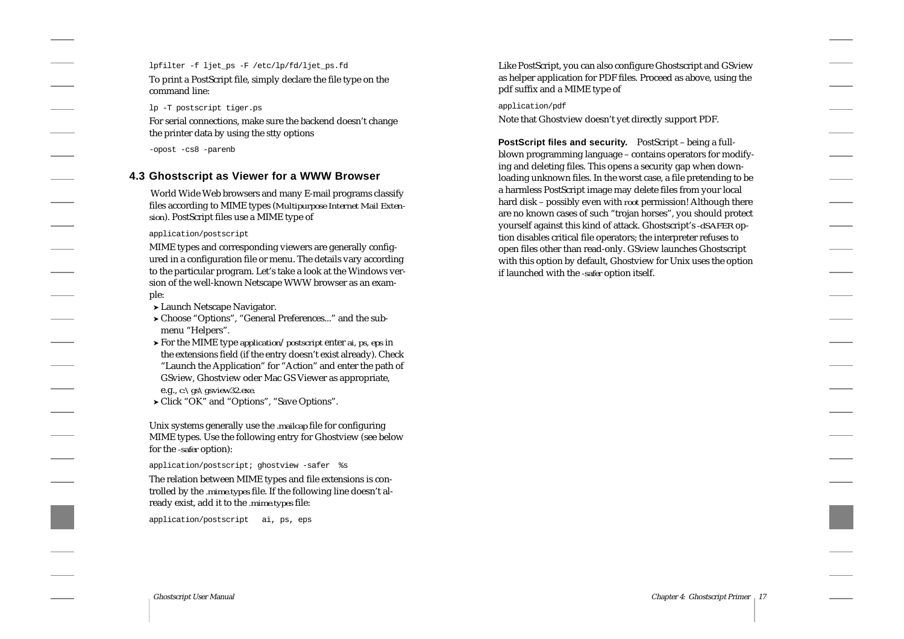```
lpfilter -f ljet_ps -F /etc/lp/fd/ljet_ps.fd
```

To print a PostScript file, simply declare the file type on the command line:

```
lp -T postscript tiger.ps
```

For serial connections, make sure the backend doesn't change the printer data by using the stty options

```
-opost -cs8 -parenb
```

## 4.3 Ghostscript as Viewer for a WWW Browser

World Wide Web browsers and many E-mail programs classify files according to MIME types (*Multipurpose Internet Mail Extension*). PostScript files use a MIME type of

```
application/postscript
```

MIME types and corresponding viewers are generally configured in a configuration file or menu. The details vary according to the particular program. Let's take a look at the Windows version of the well-known Netscape WWW browser as an example:

- ➤ Launch Netscape Navigator.
- ➤ Choose "Options", "General Preferences..." and the submenu "Helpers".
- ➤ For the MIME type *application/postscript* enter *ai, ps, eps* in the extensions field (if the entry doesn't exist already). Check "Launch the Application" for "Action" and enter the path of GSview, Ghostview oder Mac GS Viewer as appropriate, e.g., *c:\gs\gsview32.exe*.
- ➤ Click "OK" and "Options", "Save Options".

Unix systems generally use the *.mailcap* file for configuring MIME types. Use the following entry for Ghostview (see below for the *-safer* option):

```
application/postscript; ghostview -safer  %s
```

The relation between MIME types and file extensions is controlled by the *.mime.types* file. If the following line doesn't already exist, add it to the *.mime.types* file:

```
application/postscript   ai, ps, eps
```

Like PostScript, you can also configure Ghostscript and GSview as helper application for PDF files. Proceed as above, using the pdf suffix and a MIME type of

```
application/pdf
```

Note that Ghostview doesn't yet directly support PDF.

**PostScript files and security.** PostScript – being a full-blown programming language – contains operators for modifying and deleting files. This opens a security gap when downloading unknown files. In the worst case, a file pretending to be a harmless PostScript image may delete files from your local hard disk – possibly even with *root* permission! Although there are no known cases of such "trojan horses", you should protect yourself against this kind of attack. Ghostscript's *-dSAFER* option disables critical file operators; the interpreter refuses to open files other than read-only. GSview launches Ghostscript with this option by default, Ghostview for Unix uses the option if launched with the *-safer* option itself.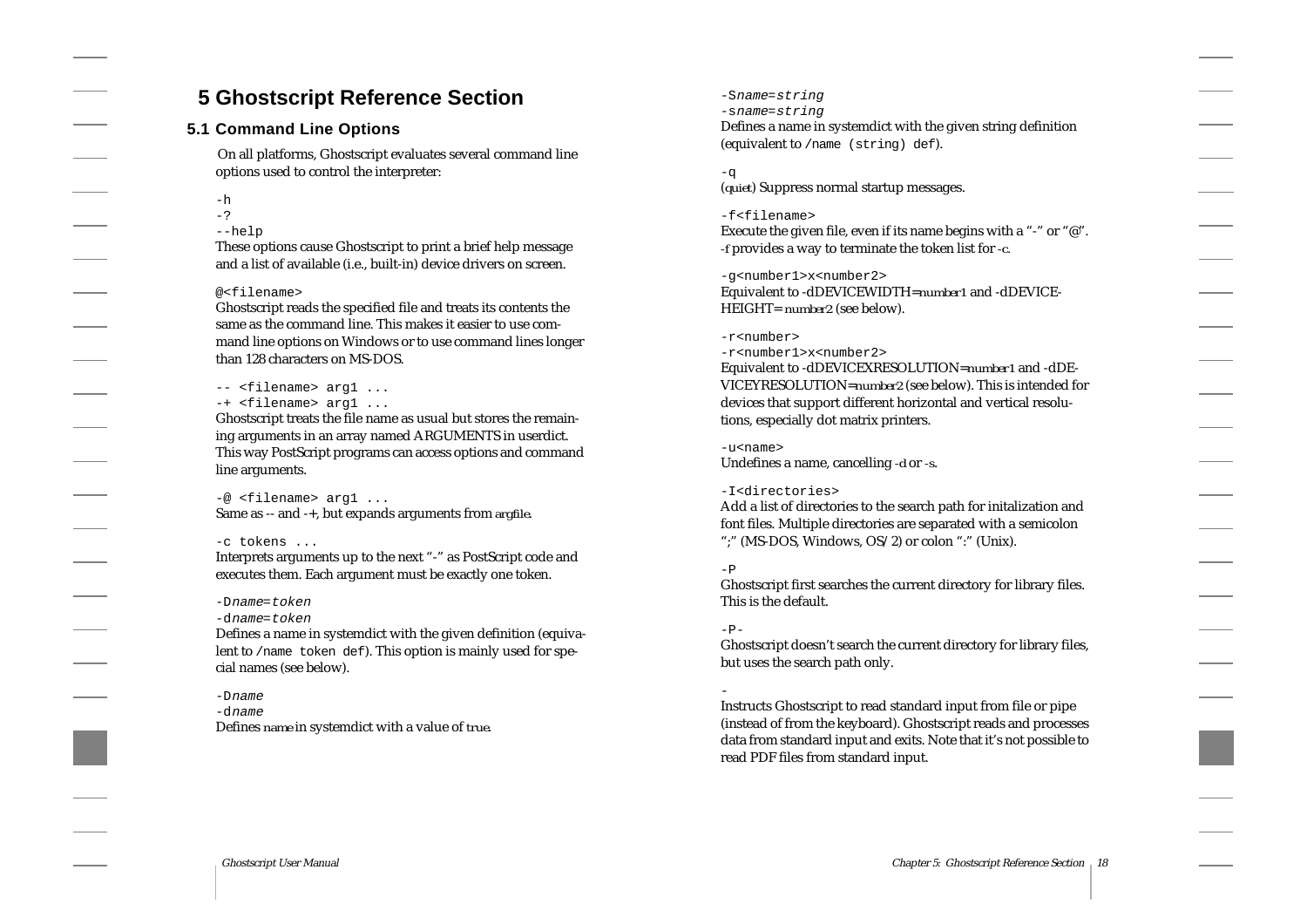# 5 Ghostscript Reference Section

## 5.1 Command Line Options

On all platforms, Ghostscript evaluates several command line options used to control the interpreter:

`-h`
`-?`
`--help`
These options cause Ghostscript to print a brief help message and a list of available (i.e., built-in) device drivers on screen.

`@<filename>`
Ghostscript reads the specified file and treats its contents the same as the command line. This makes it easier to use command line options on Windows or to use command lines longer than 128 characters on MS-DOS.

`-- <filename> arg1 ...`
`-+ <filename> arg1 ...`
Ghostscript treats the file name as usual but stores the remaining arguments in an array named ARGUMENTS in userdict. This way PostScript programs can access options and command line arguments.

`-@ <filename> arg1 ...`
Same as -- and -+, but expands arguments from argfile.

`-c tokens ...`
Interprets arguments up to the next "-" as PostScript code and executes them. Each argument must be exactly one token.

`-Dname=token`
`-dname=token`
Defines a name in systemdict with the given definition (equivalent to `/name token def`). This option is mainly used for special names (see below).

`-Dname`
`-dname`
Defines name in systemdict with a value of true.

`-Sname=string`
`-sname=string`
Defines a name in systemdict with the given string definition (equivalent to `/name (string) def`).

`-q`
(quiet) Suppress normal startup messages.

`-f<filename>`
Execute the given file, even if its name begins with a "-" or "@". -f provides a way to terminate the token list for -c.

`-g<number1>x<number2>`
Equivalent to -dDEVICEWIDTH=number1 and -dDEVICEHEIGHT= number2 (see below).

`-r<number>`
`-r<number1>x<number2>`
Equivalent to -dDEVICEXRESOLUTION=number1 and -dDEVICEYRESOLUTION=number2 (see below). This is intended for devices that support different horizontal and vertical resolutions, especially dot matrix printers.

`-u<name>`
Undefines a name, cancelling -d or -s.

`-I<directories>`
Add a list of directories to the search path for initalization and font files. Multiple directories are separated with a semicolon ";" (MS-DOS, Windows, OS/2) or colon ":" (Unix).

`-P`
Ghostscript first searches the current directory for library files. This is the default.

`-P-`
Ghostscript doesn't search the current directory for library files, but uses the search path only.

`-`
Instructs Ghostscript to read standard input from file or pipe (instead of from the keyboard). Ghostscript reads and processes data from standard input and exits. Note that it's not possible to read PDF files from standard input.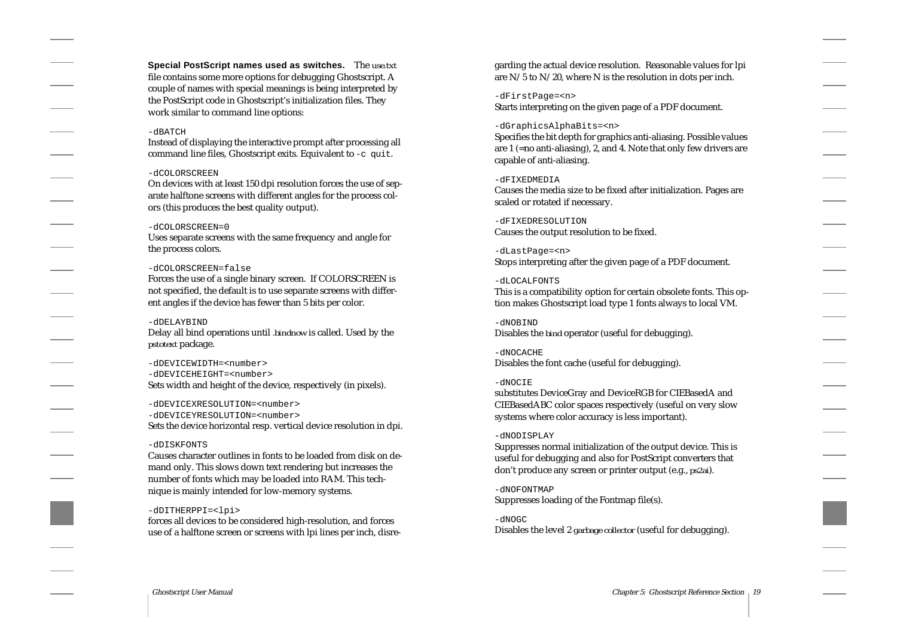**Special PostScript names used as switches.** The use.txt file contains some more options for debugging Ghostscript. A couple of names with special meanings is being interpreted by the PostScript code in Ghostscript's initialization files. They work similar to command line options:

`-dBATCH`
Instead of displaying the interactive prompt after processing all command line files, Ghostscript exits. Equivalent to `-c quit`.

`-dCOLORSCREEN`
On devices with at least 150 dpi resolution forces the use of separate halftone screens with different angles for the process colors (this produces the best quality output).

`-dCOLORSCREEN=0`
Uses separate screens with the same frequency and angle for the process colors.

`-dCOLORSCREEN=false`
Forces the use of a single binary screen. If COLORSCREEN is not specified, the default is to use separate screens with different angles if the device has fewer than 5 bits per color.

`-dDELAYBIND`
Delay all bind operations until .bindnow is called. Used by the pstotext package.

`-dDEVICEWIDTH=<number>`
`-dDEVICEHEIGHT=<number>`
Sets width and height of the device, respectively (in pixels).

`-dDEVICEXRESOLUTION=<number>`
`-dDEVICEYRESOLUTION=<number>`
Sets the device horizontal resp. vertical device resolution in dpi.

`-dDISKFONTS`
Causes character outlines in fonts to be loaded from disk on demand only. This slows down text rendering but increases the number of fonts which may be loaded into RAM. This technique is mainly intended for low-memory systems.

`-dDITHERPPI=<lpi>`
forces all devices to be considered high-resolution, and forces use of a halftone screen or screens with lpi lines per inch, disregarding the actual device resolution. Reasonable values for lpi are N/5 to N/20, where N is the resolution in dots per inch.

`-dFirstPage=<n>`
Starts interpreting on the given page of a PDF document.

`-dGraphicsAlphaBits=<n>`
Specifies the bit depth for graphics anti-aliasing. Possible values are 1 (=no anti-aliasing), 2, and 4. Note that only few drivers are capable of anti-aliasing.

`-dFIXEDMEDIA`
Causes the media size to be fixed after initialization. Pages are scaled or rotated if necessary.

`-dFIXEDRESOLUTION`
Causes the output resolution to be fixed.

`-dLastPage=<n>`
Stops interpreting after the given page of a PDF document.

`-dLOCALFONTS`
This is a compatibility option for certain obsolete fonts. This option makes Ghostscript load type 1 fonts always to local VM.

`-dNOBIND`
Disables the bind operator (useful for debugging).

`-dNOCACHE`
Disables the font cache (useful for debugging).

`-dNOCIE`
substitutes DeviceGray and DeviceRGB for CIEBasedA and CIEBasedABC color spaces respectively (useful on very slow systems where color accuracy is less important).

`-dNODISPLAY`
Suppresses normal initialization of the output device. This is useful for debugging and also for PostScript converters that don't produce any screen or printer output (e.g., ps2ai).

`-dNOFONTMAP`
Suppresses loading of the Fontmap file(s).

`-dNOGC`
Disables the level 2 garbage collector (useful for debugging).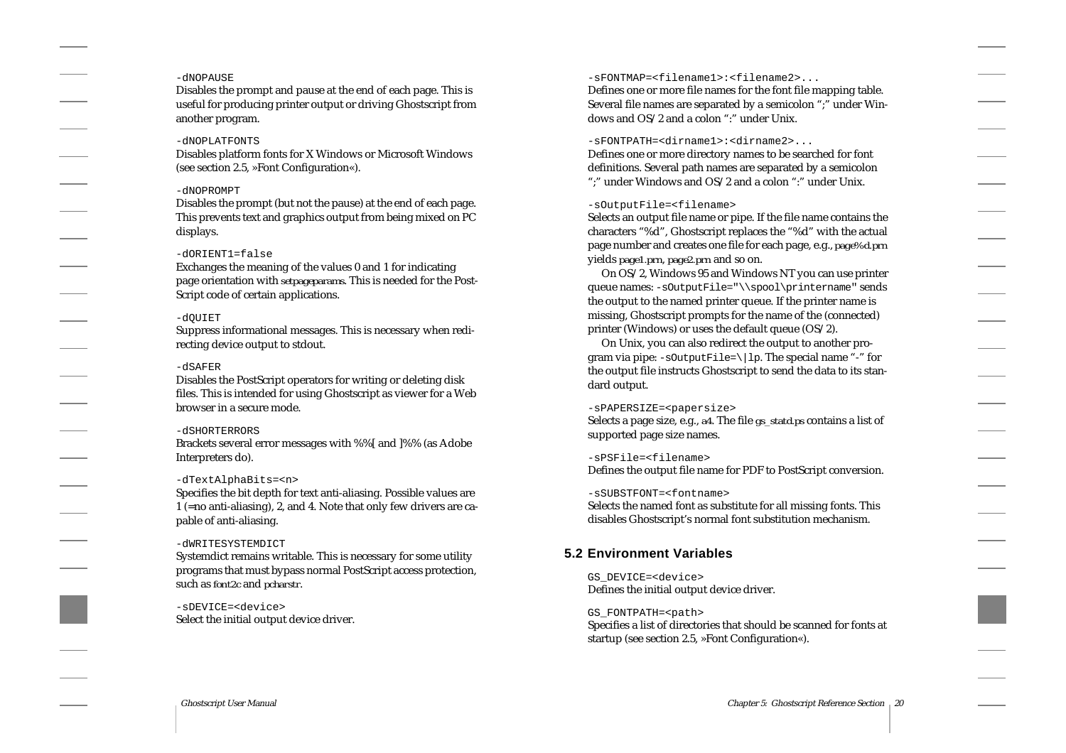`-dNOPAUSE`
Disables the prompt and pause at the end of each page. This is useful for producing printer output or driving Ghostscript from another program.

`-dNOPLATFONTS`
Disables platform fonts for X Windows or Microsoft Windows (see section 2.5, »Font Configuration«).

`-dNOPROMPT`
Disables the prompt (but not the pause) at the end of each page. This prevents text and graphics output from being mixed on PC displays.

`-dORIENT1=false`
Exchanges the meaning of the values 0 and 1 for indicating page orientation with setpageparams. This is needed for the PostScript code of certain applications.

`-dQUIET`
Suppress informational messages. This is necessary when redirecting device output to stdout.

`-dSAFER`
Disables the PostScript operators for writing or deleting disk files. This is intended for using Ghostscript as viewer for a Web browser in a secure mode.

`-dSHORTERRORS`
Brackets several error messages with %%[ and ]%% (as Adobe Interpreters do).

`-dTextAlphaBits=<n>`
Specifies the bit depth for text anti-aliasing. Possible values are 1 (=no anti-aliasing), 2, and 4. Note that only few drivers are capable of anti-aliasing.

`-dWRITESYSTEMDICT`
Systemdict remains writable. This is necessary for some utility programs that must bypass normal PostScript access protection, such as font2c and pcharstr.

`-sDEVICE=<device>`
Select the initial output device driver.

`-sFONTMAP=<filename1>:<filename2>...`
Defines one or more file names for the font file mapping table. Several file names are separated by a semicolon ";" under Windows and OS/2 and a colon ":" under Unix.

`-sFONTPATH=<dirname1>:<dirname2>...`
Defines one or more directory names to be searched for font definitions. Several path names are separated by a semicolon ";" under Windows and OS/2 and a colon ":" under Unix.

`-sOutputFile=<filename>`
Selects an output file name or pipe. If the file name contains the characters "%d", Ghostscript replaces the "%d" with the actual page number and creates one file for each page, e.g., page%d.prn yields page1.prn, page2.prn and so on.

On OS/2, Windows 95 and Windows NT you can use printer queue names: `-sOutputFile="\\spool\printername"` sends the output to the named printer queue. If the printer name is missing, Ghostscript prompts for the name of the (connected) printer (Windows) or uses the default queue (OS/2).

On Unix, you can also redirect the output to another program via pipe: `-sOutputFile=\|lp`. The special name "-" for the output file instructs Ghostscript to send the data to its standard output.

`-sPAPERSIZE=<papersize>`
Selects a page size, e.g., a4. The file gs_statd.ps contains a list of supported page size names.

`-sPSFile=<filename>`
Defines the output file name for PDF to PostScript conversion.

`-sSUBSTFONT=<fontname>`
Selects the named font as substitute for all missing fonts. This disables Ghostscript's normal font substitution mechanism.

## 5.2 Environment Variables

`GS_DEVICE=<device>`
Defines the initial output device driver.

`GS_FONTPATH=<path>`
Specifies a list of directories that should be scanned for fonts at startup (see section 2.5, »Font Configuration«).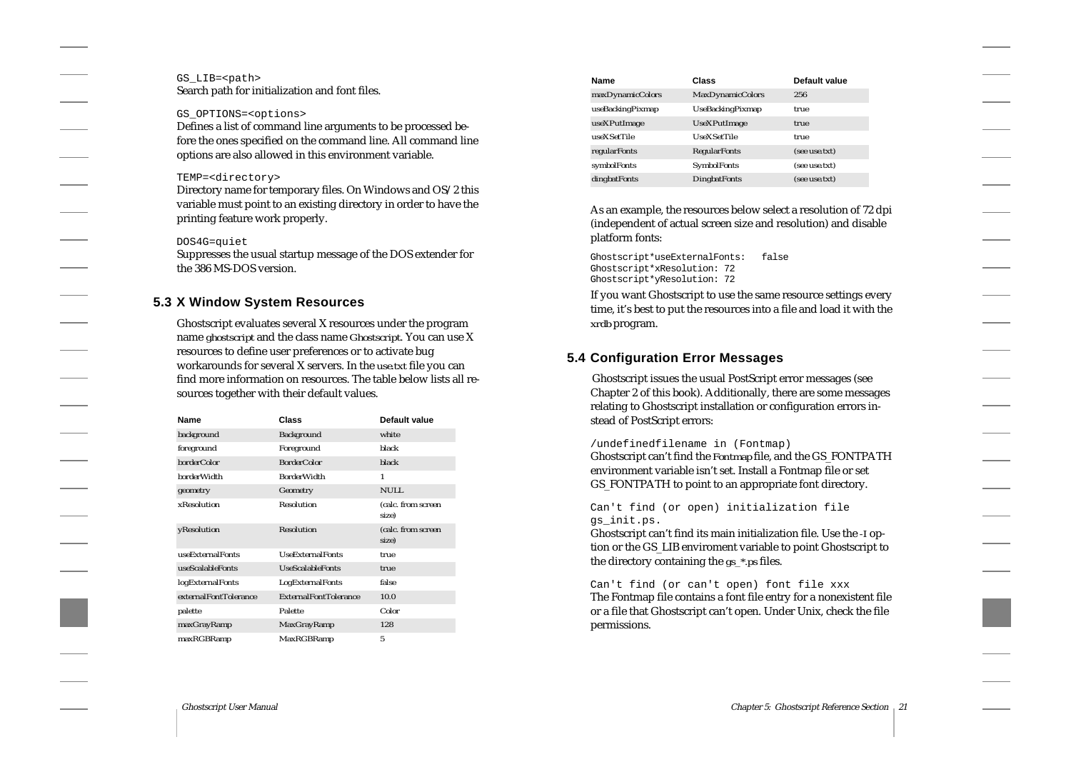GS_LIB=<path>
Search path for initialization and font files.

GS_OPTIONS=<options>
Defines a list of command line arguments to be processed before the ones specified on the command line. All command line options are also allowed in this environment variable.

TEMP=<directory>
Directory name for temporary files. On Windows and OS/2 this variable must point to an existing directory in order to have the printing feature work properly.

DOS4G=quiet
Suppresses the usual startup message of the DOS extender for the 386 MS-DOS version.

## 5.3 X Window System Resources

Ghostscript evaluates several X resources under the program name *ghostscript* and the class name *Ghostscript*. You can use X resources to define user preferences or to activate bug workarounds for several X servers. In the *use.txt* file you can find more information on resources. The table below lists all resources together with their default values.

| Name | Class | Default value |
|---|---|---|
| background | Background | white |
| foreground | Foreground | black |
| borderColor | BorderColor | black |
| borderWidth | BorderWidth | 1 |
| geometry | Geometry | NULL |
| xResolution | Resolution | (calc. from screen size) |
| yResolution | Resolution | (calc. from screen size) |
| useExternalFonts | UseExternalFonts | true |
| useScalableFonts | UseScalableFonts | true |
| logExternalFonts | LogExternalFonts | false |
| externalFontTolerance | ExternalFontTolerance | 10.0 |
| palette | Palette | Color |
| maxGrayRamp | MaxGrayRamp | 128 |
| maxRGBRamp | MaxRGBRamp | 5 |
| maxDynamicColors | MaxDynamicColors | 256 |
| useBackingPixmap | UseBackingPixmap | true |
| useXPutImage | UseXPutImage | true |
| useXSetTile | UseXSetTile | true |
| regularFonts | RegularFonts | (see use.txt) |
| symbolFonts | SymbolFonts | (see use.txt) |
| dingbatFonts | DingbatFonts | (see use.txt) |

As an example, the resources below select a resolution of 72 dpi (independent of actual screen size and resolution) and disable platform fonts:

```
Ghostscript*useExternalFonts:   false
Ghostscript*xResolution: 72
Ghostscript*yResolution: 72
```

If you want Ghostscript to use the same resource settings every time, it's best to put the resources into a file and load it with the *xrdb* program.

## 5.4 Configuration Error Messages

Ghostscript issues the usual PostScript error messages (see Chapter 2 of this book). Additionally, there are some messages relating to Ghostscript installation or configuration errors instead of PostScript errors:

/undefinedfilename in (Fontmap)
Ghostscript can't find the *Fontmap* file, and the GS_FONTPATH environment variable isn't set. Install a Fontmap file or set GS_FONTPATH to point to an appropriate font directory.

Can't find (or open) initialization file gs_init.ps.
Ghostscript can't find its main initialization file. Use the -I option or the GS_LIB enviroment variable to point Ghostscript to the directory containing the *gs_*.ps* files.

Can't find (or can't open) font file xxx
The Fontmap file contains a font file entry for a nonexistent file or a file that Ghostscript can't open. Under Unix, check the file permissions.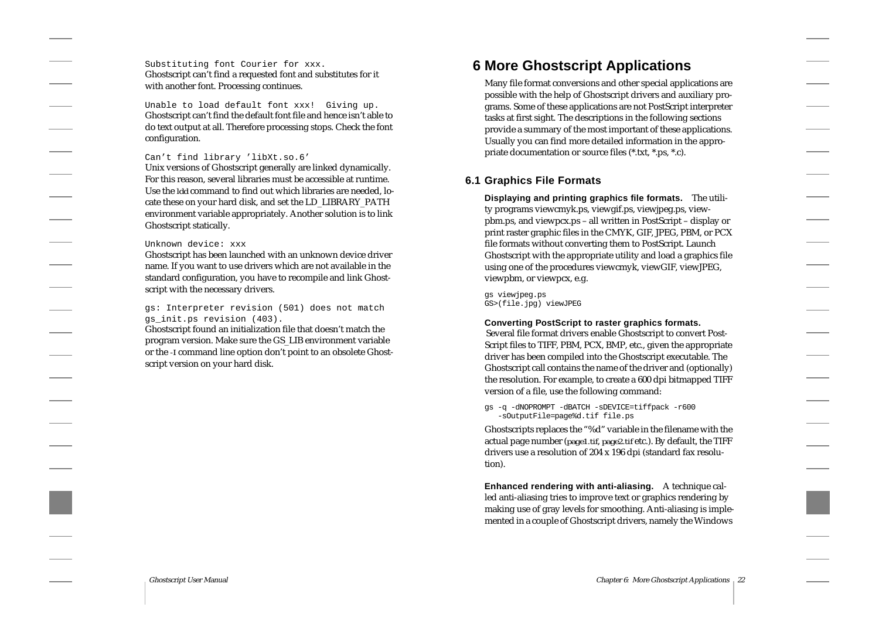`Substituting font Courier for xxx.`
Ghostscript can't find a requested font and substitutes for it with another font. Processing continues.

`Unable to load default font xxx!  Giving up.`
Ghostscript can't find the default font file and hence isn't able to do text output at all. Therefore processing stops. Check the font configuration.

`Can't find library 'libXt.so.6'`
Unix versions of Ghostscript generally are linked dynamically. For this reason, several libraries must be accessible at runtime. Use the `ldd` command to find out which libraries are needed, locate these on your hard disk, and set the LD_LIBRARY_PATH environment variable appropriately. Another solution is to link Ghostscript statically.

`Unknown device: xxx`
Ghostscript has been launched with an unknown device driver name. If you want to use drivers which are not available in the standard configuration, you have to recompile and link Ghostscript with the necessary drivers.

`gs: Interpreter revision (501) does not match gs_init.ps revision (403).`
Ghostscript found an initialization file that doesn't match the program version. Make sure the GS_LIB environment variable or the `-I` command line option don't point to an obsolete Ghostscript version on your hard disk.

# 6 More Ghostscript Applications

Many file format conversions and other special applications are possible with the help of Ghostscript drivers and auxiliary programs. Some of these applications are not PostScript interpreter tasks at first sight. The descriptions in the following sections provide a summary of the most important of these applications. Usually you can find more detailed information in the appropriate documentation or source files (*.txt, *.ps, *.c).

## 6.1 Graphics File Formats

**Displaying and printing graphics file formats.** The utility programs viewcmyk.ps, viewgif.ps, viewjpeg.ps, viewpbm.ps, and viewpcx.ps – all written in PostScript – display or print raster graphic files in the CMYK, GIF, JPEG, PBM, or PCX file formats without converting them to PostScript. Launch Ghostscript with the appropriate utility and load a graphics file using one of the procedures viewcmyk, viewGIF, viewJPEG, viewpbm, or viewpcx, e.g.

```
gs viewjpeg.ps
GS>(file.jpg) viewJPEG
```

**Converting PostScript to raster graphics formats.** Several file format drivers enable Ghostscript to convert PostScript files to TIFF, PBM, PCX, BMP, etc., given the appropriate driver has been compiled into the Ghostscript executable. The Ghostscript call contains the name of the driver and (optionally) the resolution. For example, to create a 600 dpi bitmapped TIFF version of a file, use the following command:

```
gs -q -dNOPROMPT -dBATCH -sDEVICE=tiffpack -r600
   -sOutputFile=page%d.tif file.ps
```

Ghostscripts replaces the "%d" variable in the filename with the actual page number (`page1.tif`, `page2.tif` etc.). By default, the TIFF drivers use a resolution of 204 x 196 dpi (standard fax resolution).

**Enhanced rendering with anti-aliasing.** A technique called anti-aliasing tries to improve text or graphics rendering by making use of gray levels for smoothing. Anti-aliasing is implemented in a couple of Ghostscript drivers, namely the Windows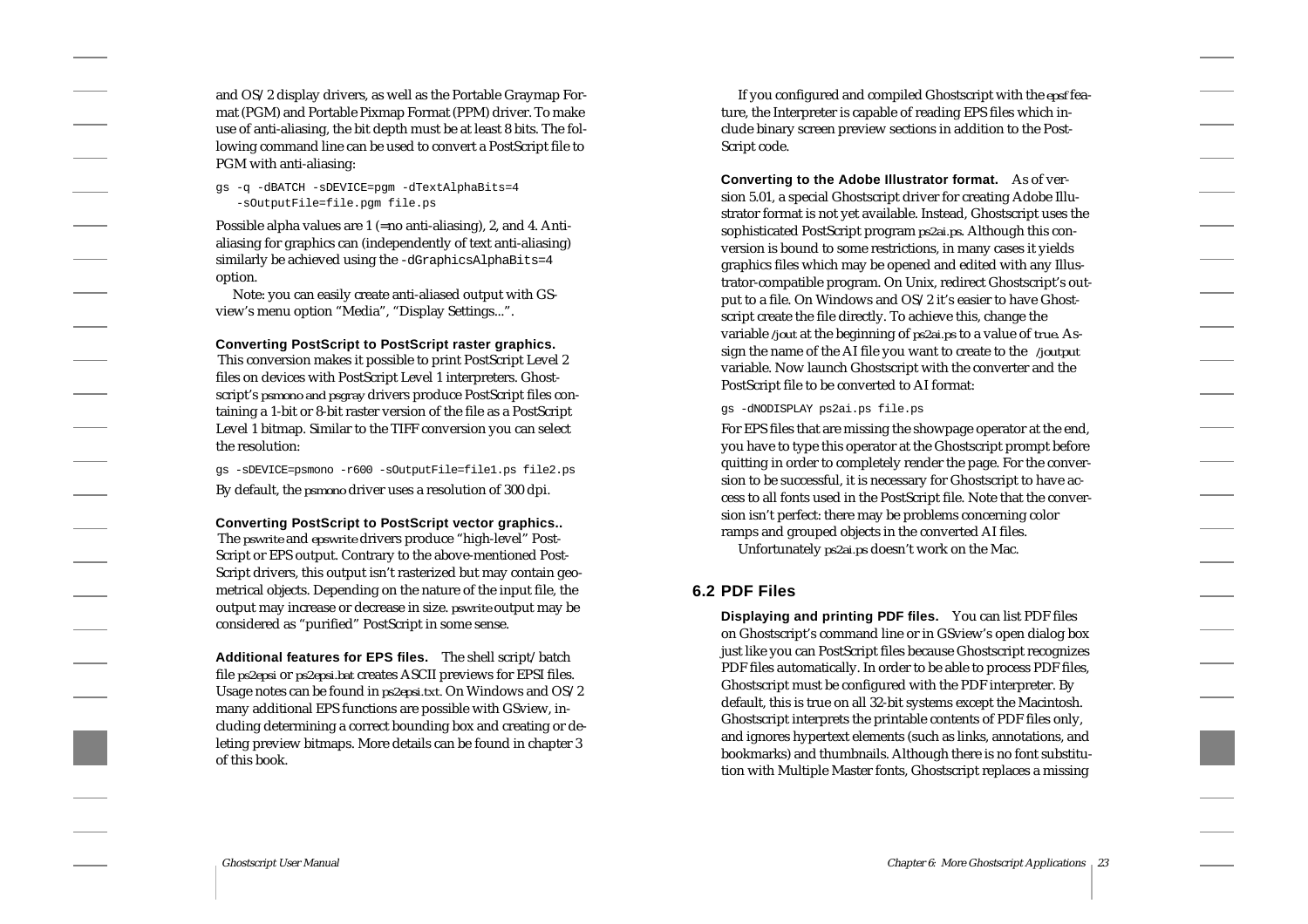and OS/2 display drivers, as well as the Portable Graymap Format (PGM) and Portable Pixmap Format (PPM) driver. To make use of anti-aliasing, the bit depth must be at least 8 bits. The following command line can be used to convert a PostScript file to PGM with anti-aliasing:

```
gs -q -dBATCH -sDEVICE=pgm -dTextAlphaBits=4
   -sOutputFile=file.pgm file.ps
```

Possible alpha values are 1 (=no anti-aliasing), 2, and 4. Anti-aliasing for graphics can (independently of text anti-aliasing) similarly be achieved using the `-dGraphicsAlphaBits=4` option.

Note: you can easily create anti-aliased output with GSview's menu option "Media", "Display Settings...".

**Converting PostScript to PostScript raster graphics.** This conversion makes it possible to print PostScript Level 2 files on devices with PostScript Level 1 interpreters. Ghostscript's psmono and psgray drivers produce PostScript files containing a 1-bit or 8-bit raster version of the file as a PostScript Level 1 bitmap. Similar to the TIFF conversion you can select the resolution:

```
gs -sDEVICE=psmono -r600 -sOutputFile=file1.ps file2.ps
```

By default, the psmono driver uses a resolution of 300 dpi.

**Converting PostScript to PostScript vector graphics..** The pswrite and epswrite drivers produce "high-level" PostScript or EPS output. Contrary to the above-mentioned PostScript drivers, this output isn't rasterized but may contain geometrical objects. Depending on the nature of the input file, the output may increase or decrease in size. pswrite output may be considered as "purified" PostScript in some sense.

**Additional features for EPS files.** The shell script/batch file ps2epsi or ps2epsi.bat creates ASCII previews for EPSI files. Usage notes can be found in ps2epsi.txt. On Windows and OS/2 many additional EPS functions are possible with GSview, including determining a correct bounding box and creating or deleting preview bitmaps. More details can be found in chapter 3 of this book.

If you configured and compiled Ghostscript with the epsf feature, the Interpreter is capable of reading EPS files which include binary screen preview sections in addition to the PostScript code.

**Converting to the Adobe Illustrator format.** As of version 5.01, a special Ghostscript driver for creating Adobe Illustrator format is not yet available. Instead, Ghostscript uses the sophisticated PostScript program ps2ai.ps. Although this conversion is bound to some restrictions, in many cases it yields graphics files which may be opened and edited with any Illustrator-compatible program. On Unix, redirect Ghostscript's output to a file. On Windows and OS/2 it's easier to have Ghostscript create the file directly. To achieve this, change the variable /jout at the beginning of ps2ai.ps to a value of true. Assign the name of the AI file you want to create to the /joutput variable. Now launch Ghostscript with the converter and the PostScript file to be converted to AI format:

```
gs -dNODISPLAY ps2ai.ps file.ps
```

For EPS files that are missing the showpage operator at the end, you have to type this operator at the Ghostscript prompt before quitting in order to completely render the page. For the conversion to be successful, it is necessary for Ghostscript to have access to all fonts used in the PostScript file. Note that the conversion isn't perfect: there may be problems concerning color ramps and grouped objects in the converted AI files.

Unfortunately ps2ai.ps doesn't work on the Mac.

## 6.2 PDF Files

**Displaying and printing PDF files.** You can list PDF files on Ghostscript's command line or in GSview's open dialog box just like you can PostScript files because Ghostscript recognizes PDF files automatically. In order to be able to process PDF files, Ghostscript must be configured with the PDF interpreter. By default, this is true on all 32-bit systems except the Macintosh. Ghostscript interprets the printable contents of PDF files only, and ignores hypertext elements (such as links, annotations, and bookmarks) and thumbnails. Although there is no font substitution with Multiple Master fonts, Ghostscript replaces a missing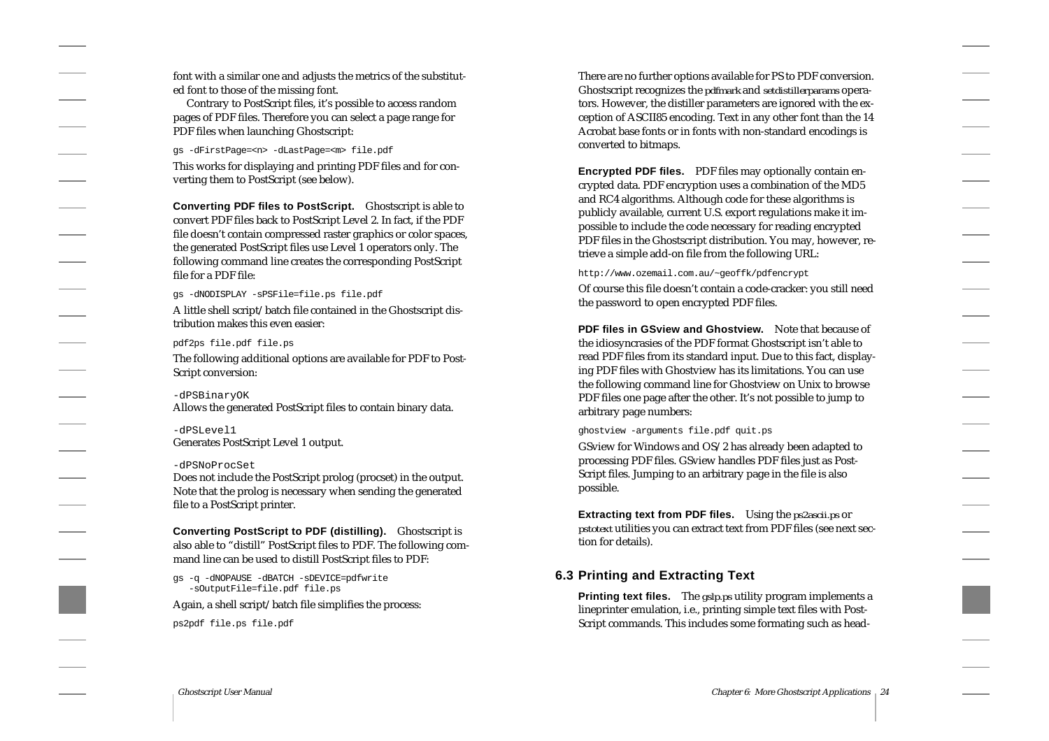font with a similar one and adjusts the metrics of the substituted font to those of the missing font.

Contrary to PostScript files, it's possible to access random pages of PDF files. Therefore you can select a page range for PDF files when launching Ghostscript:

```
gs -dFirstPage=<n> -dLastPage=<m> file.pdf
```

This works for displaying and printing PDF files and for converting them to PostScript (see below).

**Converting PDF files to PostScript.** Ghostscript is able to convert PDF files back to PostScript Level 2. In fact, if the PDF file doesn't contain compressed raster graphics or color spaces, the generated PostScript files use Level 1 operators only. The following command line creates the corresponding PostScript file for a PDF file:

```
gs -dNODISPLAY -sPSFile=file.ps file.pdf
```

A little shell script/batch file contained in the Ghostscript distribution makes this even easier:

```
pdf2ps file.pdf file.ps
```

The following additional options are available for PDF to PostScript conversion:

`-dPSBinaryOK`
Allows the generated PostScript files to contain binary data.

`-dPSLevel1`
Generates PostScript Level 1 output.

`-dPSNoProcSet`
Does not include the PostScript prolog (procset) in the output. Note that the prolog is necessary when sending the generated file to a PostScript printer.

**Converting PostScript to PDF (distilling).** Ghostscript is also able to "distill" PostScript files to PDF. The following command line can be used to distill PostScript files to PDF:

```
gs -q -dNOPAUSE -dBATCH -sDEVICE=pdfwrite
   -sOutputFile=file.pdf file.ps
```

Again, a shell script/batch file simplifies the process:

```
ps2pdf file.ps file.pdf
```

There are no further options available for PS to PDF conversion. Ghostscript recognizes the pdfmark and setdistillerparams operators. However, the distiller parameters are ignored with the exception of ASCII85 encoding. Text in any other font than the 14 Acrobat base fonts or in fonts with non-standard encodings is converted to bitmaps.

**Encrypted PDF files.** PDF files may optionally contain encrypted data. PDF encryption uses a combination of the MD5 and RC4 algorithms. Although code for these algorithms is publicly available, current U.S. export regulations make it impossible to include the code necessary for reading encrypted PDF files in the Ghostscript distribution. You may, however, retrieve a simple add-on file from the following URL:

```
http://www.ozemail.com.au/~geoffk/pdfencrypt
```

Of course this file doesn't contain a code-cracker: you still need the password to open encrypted PDF files.

**PDF files in GSview and Ghostview.** Note that because of the idiosyncrasies of the PDF format Ghostscript isn't able to read PDF files from its standard input. Due to this fact, displaying PDF files with Ghostview has its limitations. You can use the following command line for Ghostview on Unix to browse PDF files one page after the other. It's not possible to jump to arbitrary page numbers:

```
ghostview -arguments file.pdf quit.ps
```

GSview for Windows and OS/2 has already been adapted to processing PDF files. GSview handles PDF files just as PostScript files. Jumping to an arbitrary page in the file is also possible.

**Extracting text from PDF files.** Using the ps2ascii.ps or pstotext utilities you can extract text from PDF files (see next section for details).

## 6.3 Printing and Extracting Text

**Printing text files.** The gslp.ps utility program implements a lineprinter emulation, i.e., printing simple text files with PostScript commands. This includes some formating such as head-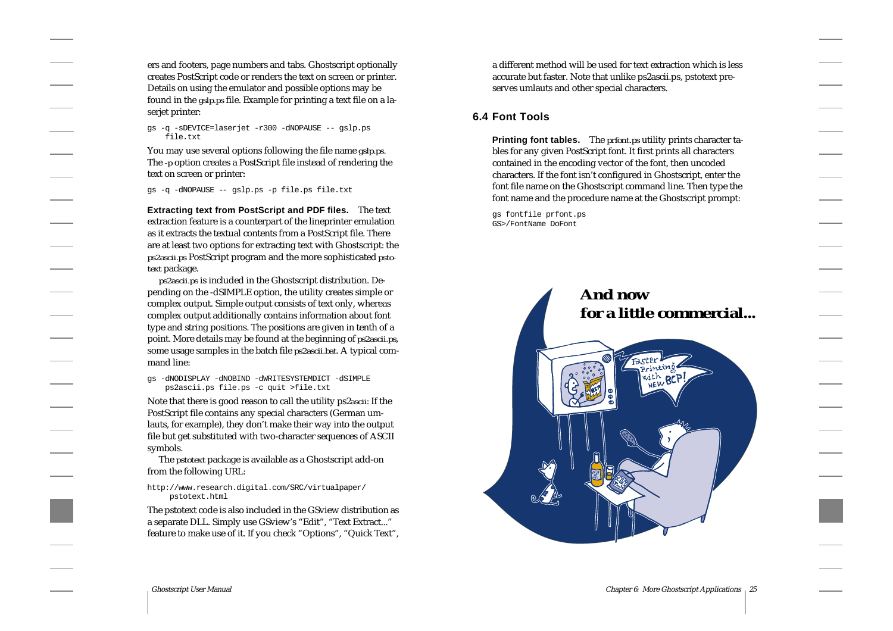ers and footers, page numbers and tabs. Ghostscript optionally creates PostScript code or renders the text on screen or printer. Details on using the emulator and possible options may be found in the gslp.ps file. Example for printing a text file on a laserjet printer:

```
gs -q -sDEVICE=laserjet -r300 -dNOPAUSE -- gslp.ps
    file.txt
```

You may use several options following the file name gslp.ps. The -p option creates a PostScript file instead of rendering the text on screen or printer:

```
gs -q -dNOPAUSE -- gslp.ps -p file.ps file.txt
```

**Extracting text from PostScript and PDF files.** The text extraction feature is a counterpart of the lineprinter emulation as it extracts the textual contents from a PostScript file. There are at least two options for extracting text with Ghostscript: the ps2ascii.ps PostScript program and the more sophisticated pstotext package.

ps2ascii.ps is included in the Ghostscript distribution. Depending on the -dSIMPLE option, the utility creates simple or complex output. Simple output consists of text only, whereas complex output additionally contains information about font type and string positions. The positions are given in tenth of a point. More details may be found at the beginning of ps2ascii.ps, some usage samples in the batch file ps2ascii.bat. A typical command line:

```
gs -dNODISPLAY -dNOBIND -dWRITESYSTEMDICT -dSIMPLE
    ps2ascii.ps file.ps -c quit >file.txt
```

Note that there is good reason to call the utility ps2ascii: If the PostScript file contains any special characters (German umlauts, for example), they don't make their way into the output file but get substituted with two-character sequences of ASCII symbols.

The pstotext package is available as a Ghostscript add-on from the following URL:

```
http://www.research.digital.com/SRC/virtualpaper/
     pstotext.html
```

The pstotext code is also included in the GSview distribution as a separate DLL. Simply use GSview's "Edit", "Text Extract..." feature to make use of it. If you check "Options", "Quick Text", a different method will be used for text extraction which is less accurate but faster. Note that unlike ps2ascii.ps, pstotext preserves umlauts and other special characters.

## 6.4 Font Tools

**Printing font tables.** The prfont.ps utility prints character tables for any given PostScript font. It first prints all characters contained in the encoding vector of the font, then uncoded characters. If the font isn't configured in Ghostscript, enter the font file name on the Ghostscript command line. Then type the font name and the procedure name at the Ghostscript prompt:

```
gs fontfile prfont.ps
GS>/FontName DoFont
```

**And now for a little commercial...**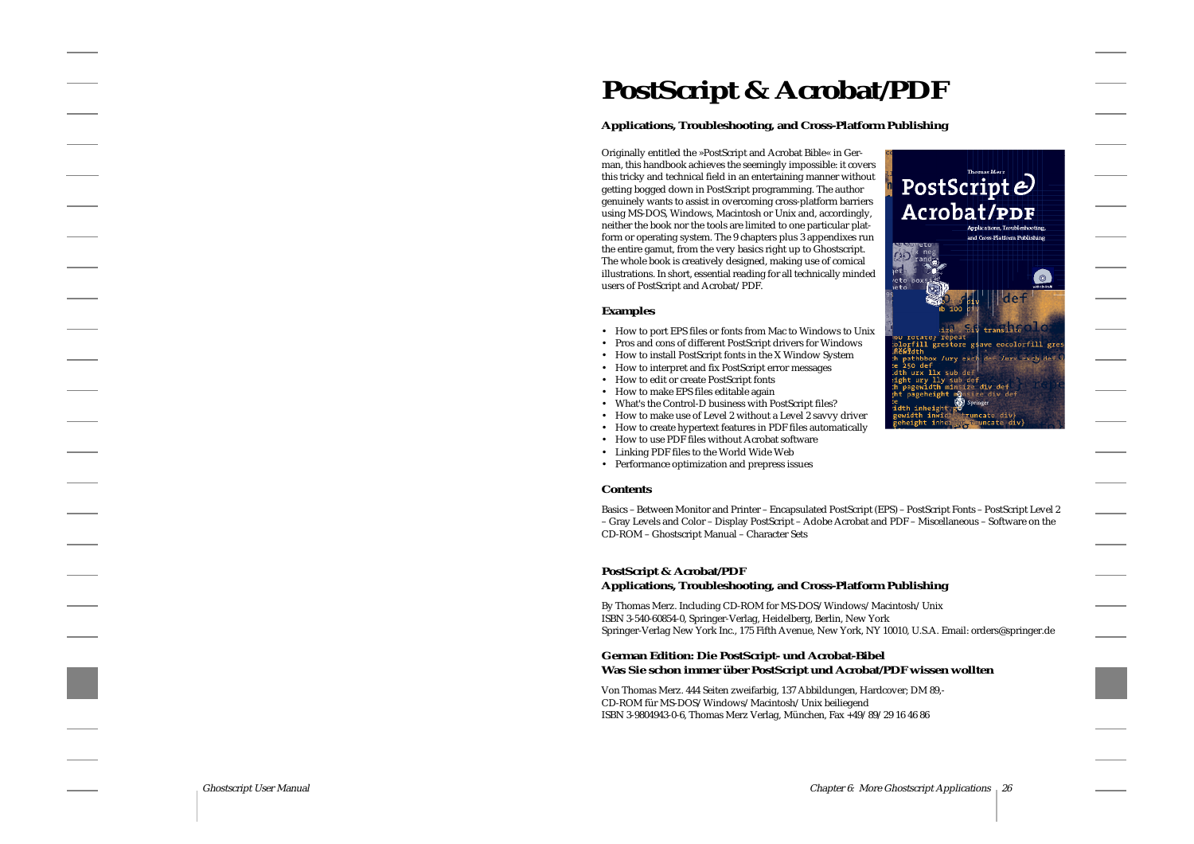# PostScript & Acrobat/PDF

**Applications, Troubleshooting, and Cross-Platform Publishing**

Originally entitled the »PostScript and Acrobat Bible« in German, this handbook achieves the seemingly impossible: it covers this tricky and technical field in an entertaining manner without getting bogged down in PostScript programming. The author genuinely wants to assist in overcoming cross-platform barriers using MS-DOS, Windows, Macintosh or Unix and, accordingly, neither the book nor the tools are limited to one particular platform or operating system. The 9 chapters plus 3 appendixes run the entire gamut, from the very basics right up to Ghostscript. The whole book is creatively designed, making use of comical illustrations. In short, essential reading for all technically minded users of PostScript and Acrobat/PDF.

### Examples

- How to port EPS files or fonts from Mac to Windows to Unix
- Pros and cons of different PostScript drivers for Windows
- How to install PostScript fonts in the X Window System
- How to interpret and fix PostScript error messages
- How to edit or create PostScript fonts
- How to make EPS files editable again
- What's the Control-D business with PostScript files?
- How to make use of Level 2 without a Level 2 savvy driver
- How to create hypertext features in PDF files automatically
- How to use PDF files without Acrobat software
- Linking PDF files to the World Wide Web
- Performance optimization and prepress issues

### Contents

Basics – Between Monitor and Printer – Encapsulated PostScript (EPS) – PostScript Fonts – PostScript Level 2 – Gray Levels and Color – Display PostScript – Adobe Acrobat and PDF – Miscellaneous – Software on the CD-ROM – Ghostscript Manual – Character Sets

**PostScript & Acrobat/PDF**
**Applications, Troubleshooting, and Cross-Platform Publishing**

By Thomas Merz. Including CD-ROM for MS-DOS/Windows/Macintosh/Unix
ISBN 3-540-60854-0, Springer-Verlag, Heidelberg, Berlin, New York
Springer-Verlag New York Inc., 175 Fifth Avenue, New York, NY 10010, U.S.A. Email: orders@springer.de

**German Edition: Die PostScript- und Acrobat-Bibel**
**Was Sie schon immer über PostScript und Acrobat/PDF wissen wollten**

Von Thomas Merz. 444 Seiten zweifarbig, 137 Abbildungen, Hardcover; DM 89,-
CD-ROM für MS-DOS/Windows/Macintosh/Unix beiliegend
ISBN 3-9804943-0-6, Thomas Merz Verlag, München, Fax +49/89/29 16 46 86